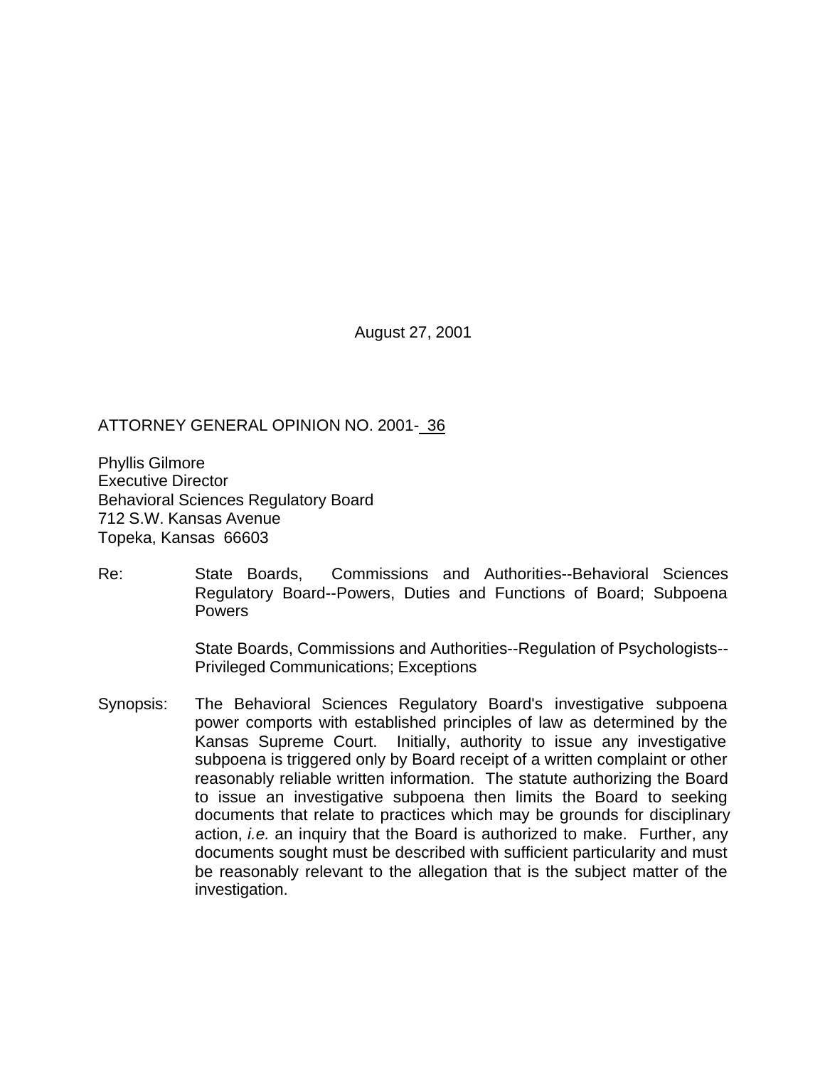August 27, 2001

ATTORNEY GENERAL OPINION NO. 2001- 36

Phyllis Gilmore
Executive Director
Behavioral Sciences Regulatory Board
712 S.W. Kansas Avenue
Topeka, Kansas 66603

Re: State Boards, Commissions and Authorities--Behavioral Sciences Regulatory Board--Powers, Duties and Functions of Board; Subpoena Powers

State Boards, Commissions and Authorities--Regulation of Psychologists--Privileged Communications; Exceptions

Synopsis: The Behavioral Sciences Regulatory Board's investigative subpoena power comports with established principles of law as determined by the Kansas Supreme Court. Initially, authority to issue any investigative subpoena is triggered only by Board receipt of a written complaint or other reasonably reliable written information. The statute authorizing the Board to issue an investigative subpoena then limits the Board to seeking documents that relate to practices which may be grounds for disciplinary action, *i.e.* an inquiry that the Board is authorized to make. Further, any documents sought must be described with sufficient particularity and must be reasonably relevant to the allegation that is the subject matter of the investigation.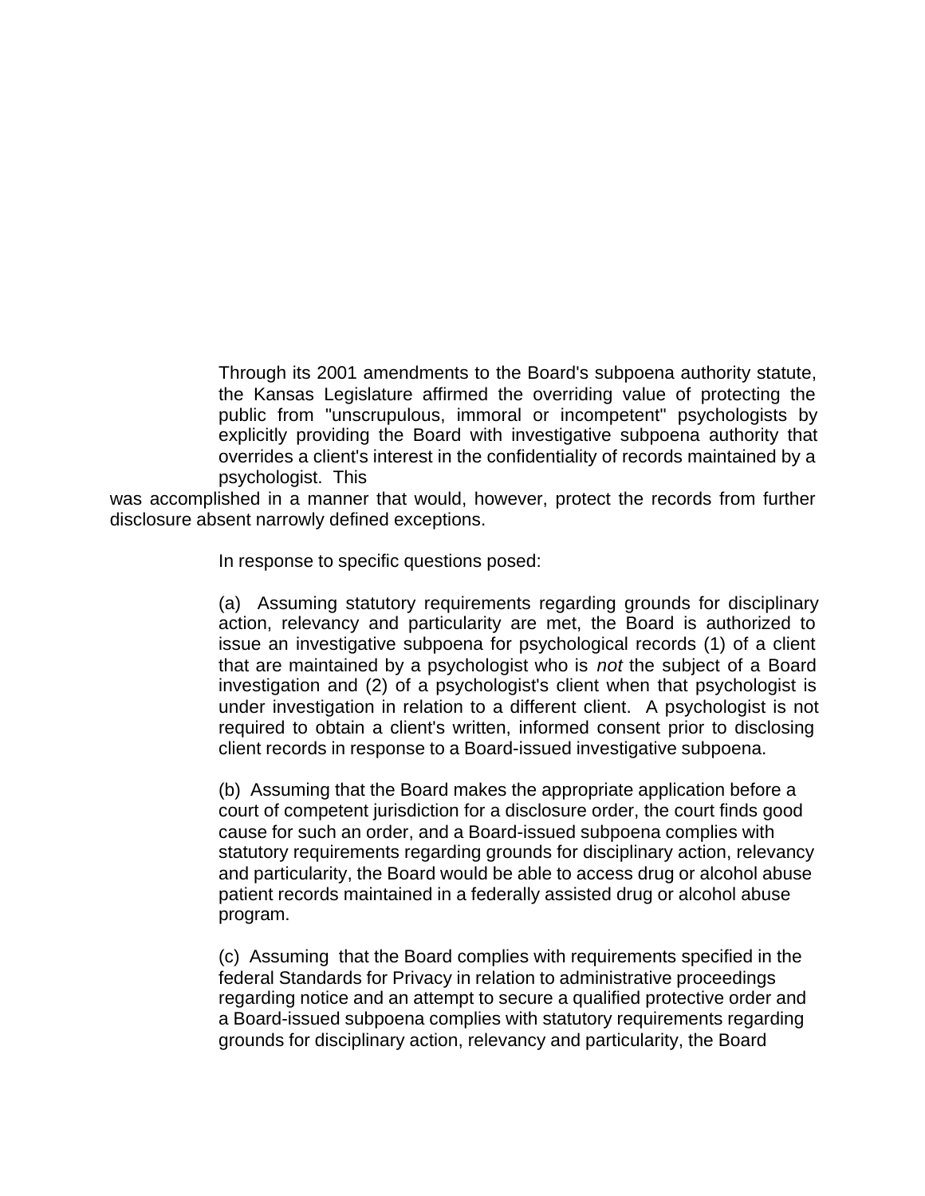Through its 2001 amendments to the Board's subpoena authority statute, the Kansas Legislature affirmed the overriding value of protecting the public from "unscrupulous, immoral or incompetent" psychologists by explicitly providing the Board with investigative subpoena authority that overrides a client's interest in the confidentiality of records maintained by a psychologist. This was accomplished in a manner that would, however, protect the records from further disclosure absent narrowly defined exceptions.

In response to specific questions posed:

(a) Assuming statutory requirements regarding grounds for disciplinary action, relevancy and particularity are met, the Board is authorized to issue an investigative subpoena for psychological records (1) of a client that are maintained by a psychologist who is *not* the subject of a Board investigation and (2) of a psychologist's client when that psychologist is under investigation in relation to a different client. A psychologist is not required to obtain a client's written, informed consent prior to disclosing client records in response to a Board-issued investigative subpoena.

(b) Assuming that the Board makes the appropriate application before a court of competent jurisdiction for a disclosure order, the court finds good cause for such an order, and a Board-issued subpoena complies with statutory requirements regarding grounds for disciplinary action, relevancy and particularity, the Board would be able to access drug or alcohol abuse patient records maintained in a federally assisted drug or alcohol abuse program.

(c) Assuming that the Board complies with requirements specified in the federal Standards for Privacy in relation to administrative proceedings regarding notice and an attempt to secure a qualified protective order and a Board-issued subpoena complies with statutory requirements regarding grounds for disciplinary action, relevancy and particularity, the Board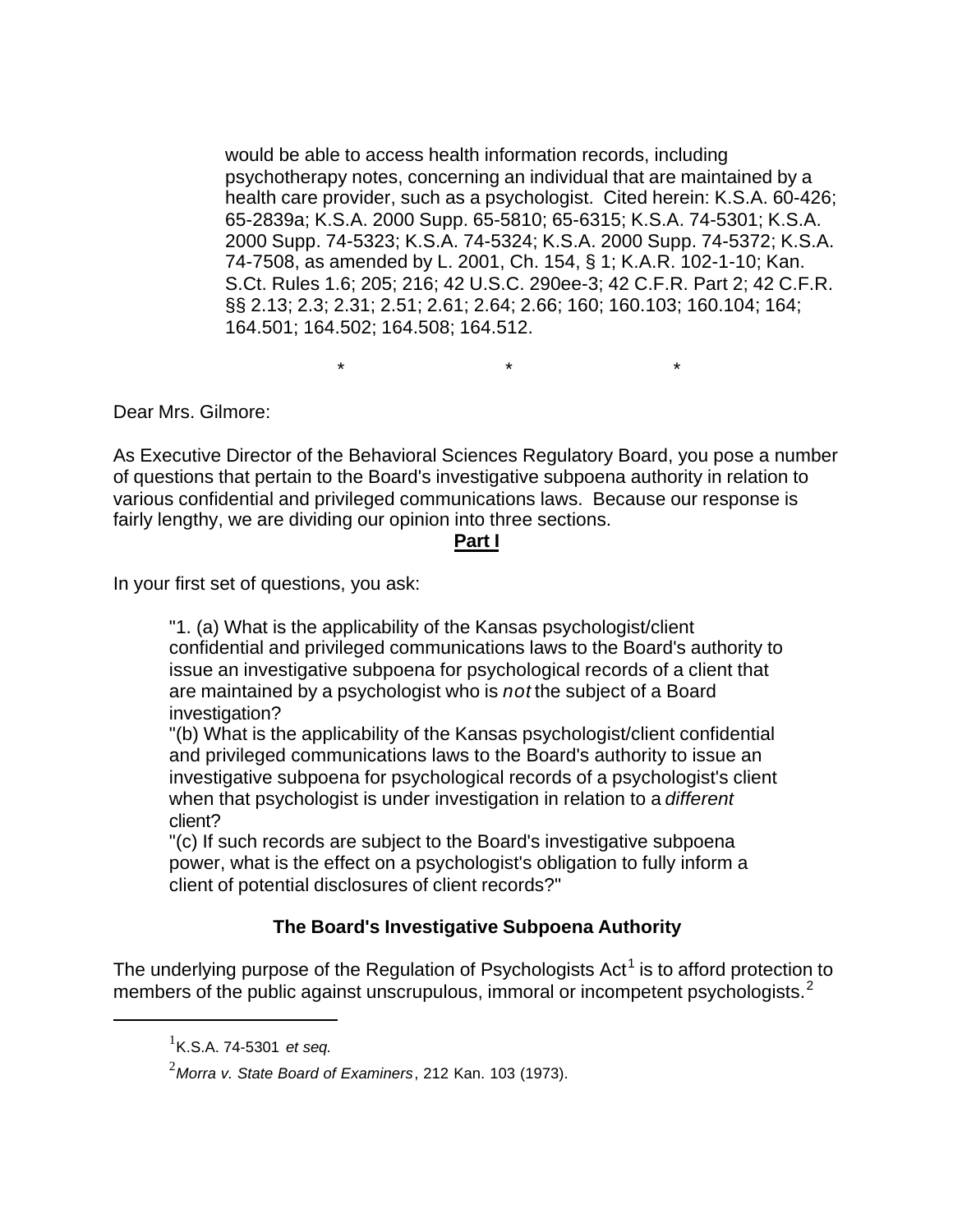would be able to access health information records, including psychotherapy notes, concerning an individual that are maintained by a health care provider, such as a psychologist. Cited herein: K.S.A. 60-426; 65-2839a; K.S.A. 2000 Supp. 65-5810; 65-6315; K.S.A. 74-5301; K.S.A. 2000 Supp. 74-5323; K.S.A. 74-5324; K.S.A. 2000 Supp. 74-5372; K.S.A. 74-7508, as amended by L. 2001, Ch. 154, § 1; K.A.R. 102-1-10; Kan. S.Ct. Rules 1.6; 205; 216; 42 U.S.C. 290ee-3; 42 C.F.R. Part 2; 42 C.F.R. §§ 2.13; 2.3; 2.31; 2.51; 2.61; 2.64; 2.66; 160; 160.103; 160.104; 164; 164.501; 164.502; 164.508; 164.512.

\*　　　　　\*　　　　　\*

Dear Mrs. Gilmore:

As Executive Director of the Behavioral Sciences Regulatory Board, you pose a number of questions that pertain to the Board's investigative subpoena authority in relation to various confidential and privileged communications laws. Because our response is fairly lengthy, we are dividing our opinion into three sections.

**Part I**

In your first set of questions, you ask:

> "1. (a) What is the applicability of the Kansas psychologist/client confidential and privileged communications laws to the Board's authority to issue an investigative subpoena for psychological records of a client that are maintained by a psychologist who is *not* the subject of a Board investigation?
>
> "(b) What is the applicability of the Kansas psychologist/client confidential and privileged communications laws to the Board's authority to issue an investigative subpoena for psychological records of a psychologist's client when that psychologist is under investigation in relation to a *different* client?
>
> "(c) If such records are subject to the Board's investigative subpoena power, what is the effect on a psychologist's obligation to fully inform a client of potential disclosures of client records?"

### The Board's Investigative Subpoena Authority

The underlying purpose of the Regulation of Psychologists Act[1] is to afford protection to members of the public against unscrupulous, immoral or incompetent psychologists.[2]

[1] K.S.A. 74-5301 *et seq.*

[2] *Morra v. State Board of Examiners*, 212 Kan. 103 (1973).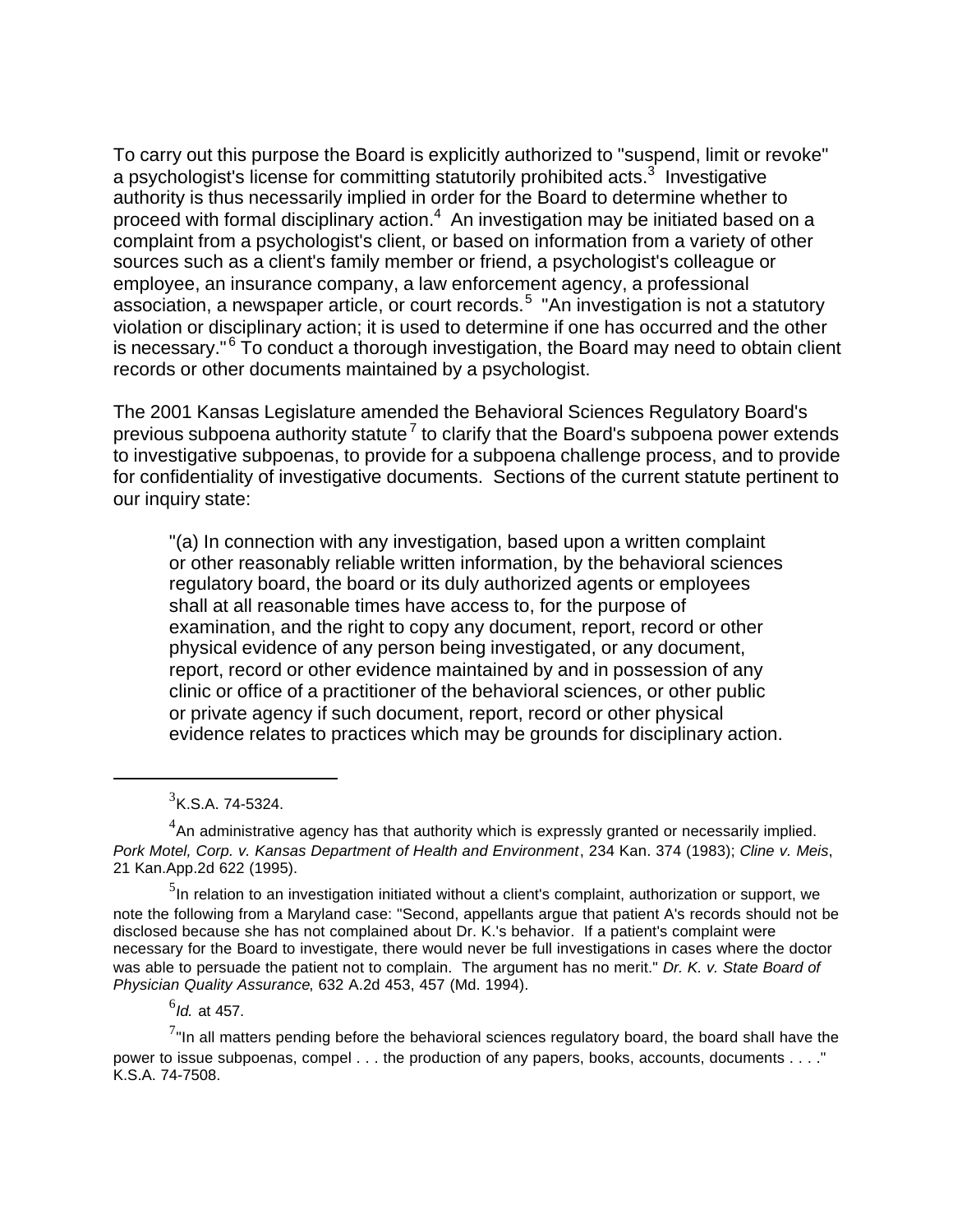To carry out this purpose the Board is explicitly authorized to "suspend, limit or revoke" a psychologist's license for committing statutorily prohibited acts.[3] Investigative authority is thus necessarily implied in order for the Board to determine whether to proceed with formal disciplinary action.[4] An investigation may be initiated based on a complaint from a psychologist's client, or based on information from a variety of other sources such as a client's family member or friend, a psychologist's colleague or employee, an insurance company, a law enforcement agency, a professional association, a newspaper article, or court records.[5] "An investigation is not a statutory violation or disciplinary action; it is used to determine if one has occurred and the other is necessary."[6] To conduct a thorough investigation, the Board may need to obtain client records or other documents maintained by a psychologist.

The 2001 Kansas Legislature amended the Behavioral Sciences Regulatory Board's previous subpoena authority statute[7] to clarify that the Board's subpoena power extends to investigative subpoenas, to provide for a subpoena challenge process, and to provide for confidentiality of investigative documents. Sections of the current statute pertinent to our inquiry state:

> "(a) In connection with any investigation, based upon a written complaint or other reasonably reliable written information, by the behavioral sciences regulatory board, the board or its duly authorized agents or employees shall at all reasonable times have access to, for the purpose of examination, and the right to copy any document, report, record or other physical evidence of any person being investigated, or any document, report, record or other evidence maintained by and in possession of any clinic or office of a practitioner of the behavioral sciences, or other public or private agency if such document, report, record or other physical evidence relates to practices which may be grounds for disciplinary action.

---

[3] K.S.A. 74-5324.

[4] An administrative agency has that authority which is expressly granted or necessarily implied. *Pork Motel, Corp. v. Kansas Department of Health and Environment*, 234 Kan. 374 (1983); *Cline v. Meis*, 21 Kan.App.2d 622 (1995).

[5] In relation to an investigation initiated without a client's complaint, authorization or support, we note the following from a Maryland case: "Second, appellants argue that patient A's records should not be disclosed because she has not complained about Dr. K.'s behavior. If a patient's complaint were necessary for the Board to investigate, there would never be full investigations in cases where the doctor was able to persuade the patient not to complain. The argument has no merit." *Dr. K. v. State Board of Physician Quality Assurance*, 632 A.2d 453, 457 (Md. 1994).

[6] *Id.* at 457.

[7] "In all matters pending before the behavioral sciences regulatory board, the board shall have the power to issue subpoenas, compel . . . the production of any papers, books, accounts, documents . . . ." K.S.A. 74-7508.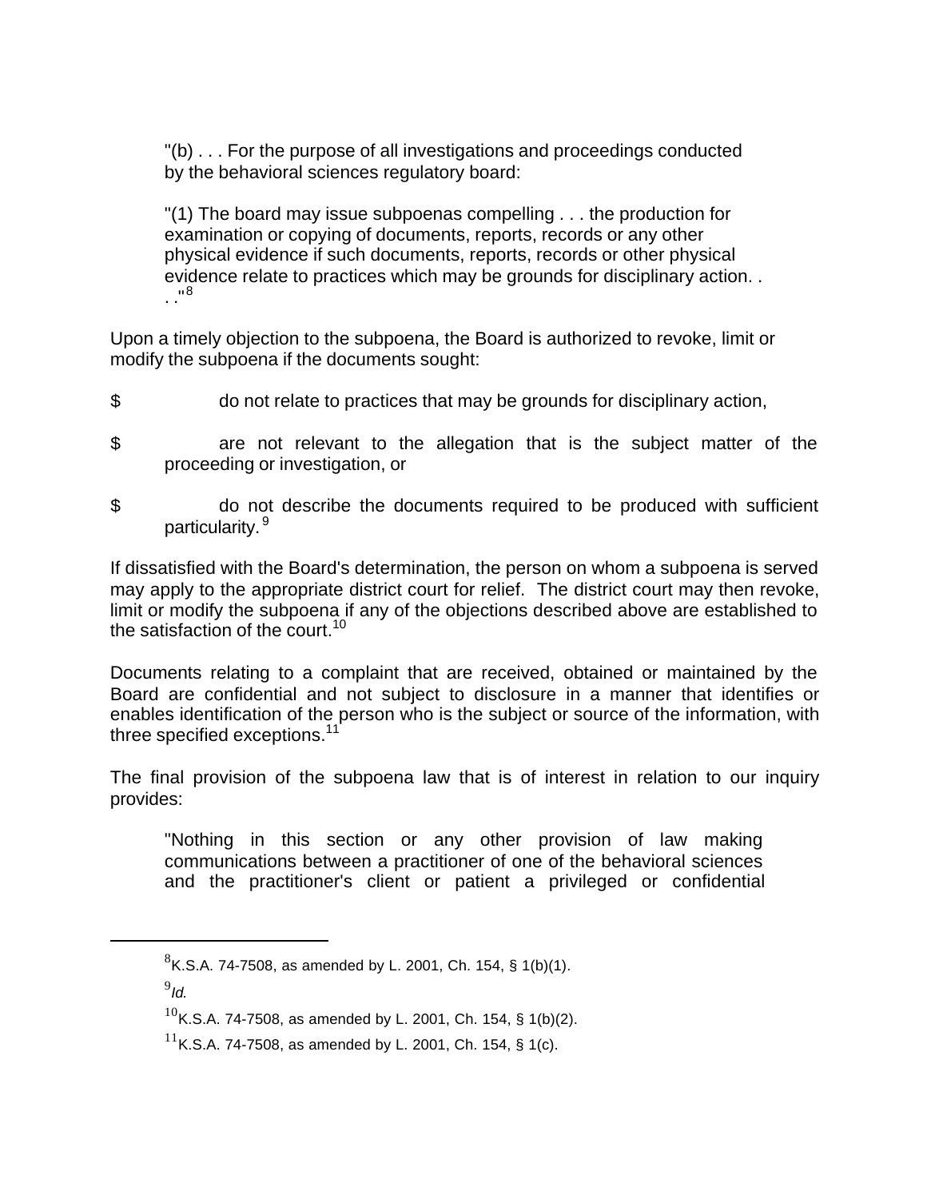"(b) . . . For the purpose of all investigations and proceedings conducted by the behavioral sciences regulatory board:

"(1) The board may issue subpoenas compelling . . . the production for examination or copying of documents, reports, records or any other physical evidence if such documents, reports, records or other physical evidence relate to practices which may be grounds for disciplinary action. . . ."[8]

Upon a timely objection to the subpoena, the Board is authorized to revoke, limit or modify the subpoena if the documents sought:

$ do not relate to practices that may be grounds for disciplinary action,

$ are not relevant to the allegation that is the subject matter of the proceeding or investigation, or

$ do not describe the documents required to be produced with sufficient particularity.[9]

If dissatisfied with the Board's determination, the person on whom a subpoena is served may apply to the appropriate district court for relief. The district court may then revoke, limit or modify the subpoena if any of the objections described above are established to the satisfaction of the court.[10]

Documents relating to a complaint that are received, obtained or maintained by the Board are confidential and not subject to disclosure in a manner that identifies or enables identification of the person who is the subject or source of the information, with three specified exceptions.[11]

The final provision of the subpoena law that is of interest in relation to our inquiry provides:

"Nothing in this section or any other provision of law making communications between a practitioner of one of the behavioral sciences and the practitioner's client or patient a privileged or confidential

---

[8]K.S.A. 74-7508, as amended by L. 2001, Ch. 154, § 1(b)(1).

[9]*Id.*

[10]K.S.A. 74-7508, as amended by L. 2001, Ch. 154, § 1(b)(2).

[11]K.S.A. 74-7508, as amended by L. 2001, Ch. 154, § 1(c).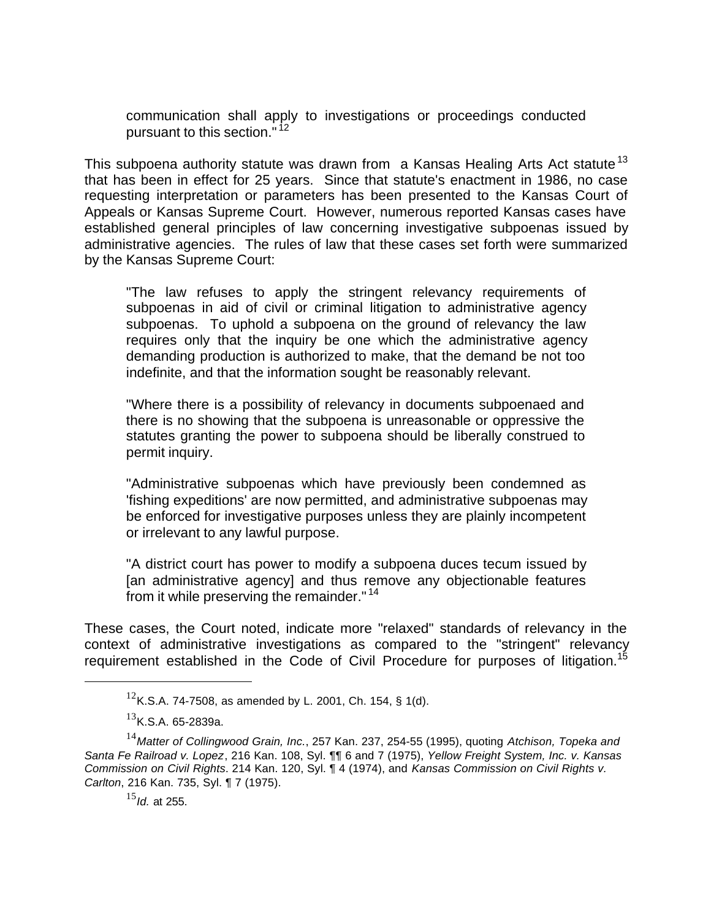> communication shall apply to investigations or proceedings conducted pursuant to this section."[12]

This subpoena authority statute was drawn from a Kansas Healing Arts Act statute[13] that has been in effect for 25 years. Since that statute's enactment in 1986, no case requesting interpretation or parameters has been presented to the Kansas Court of Appeals or Kansas Supreme Court. However, numerous reported Kansas cases have established general principles of law concerning investigative subpoenas issued by administrative agencies. The rules of law that these cases set forth were summarized by the Kansas Supreme Court:

> "The law refuses to apply the stringent relevancy requirements of subpoenas in aid of civil or criminal litigation to administrative agency subpoenas. To uphold a subpoena on the ground of relevancy the law requires only that the inquiry be one which the administrative agency demanding production is authorized to make, that the demand be not too indefinite, and that the information sought be reasonably relevant.
>
> "Where there is a possibility of relevancy in documents subpoenaed and there is no showing that the subpoena is unreasonable or oppressive the statutes granting the power to subpoena should be liberally construed to permit inquiry.
>
> "Administrative subpoenas which have previously been condemned as 'fishing expeditions' are now permitted, and administrative subpoenas may be enforced for investigative purposes unless they are plainly incompetent or irrelevant to any lawful purpose.
>
> "A district court has power to modify a subpoena duces tecum issued by [an administrative agency] and thus remove any objectionable features from it while preserving the remainder."[14]

These cases, the Court noted, indicate more "relaxed" standards of relevancy in the context of administrative investigations as compared to the "stringent" relevancy requirement established in the Code of Civil Procedure for purposes of litigation.[15]

---

[12] K.S.A. 74-7508, as amended by L. 2001, Ch. 154, § 1(d).

[13] K.S.A. 65-2839a.

[14] *Matter of Collingwood Grain, Inc.*, 257 Kan. 237, 254-55 (1995), quoting *Atchison, Topeka and Santa Fe Railroad v. Lopez*, 216 Kan. 108, Syl. ¶¶ 6 and 7 (1975), *Yellow Freight System, Inc. v. Kansas Commission on Civil Rights*. 214 Kan. 120, Syl. ¶ 4 (1974), and *Kansas Commission on Civil Rights v. Carlton*, 216 Kan. 735, Syl. ¶ 7 (1975).

[15] *Id.* at 255.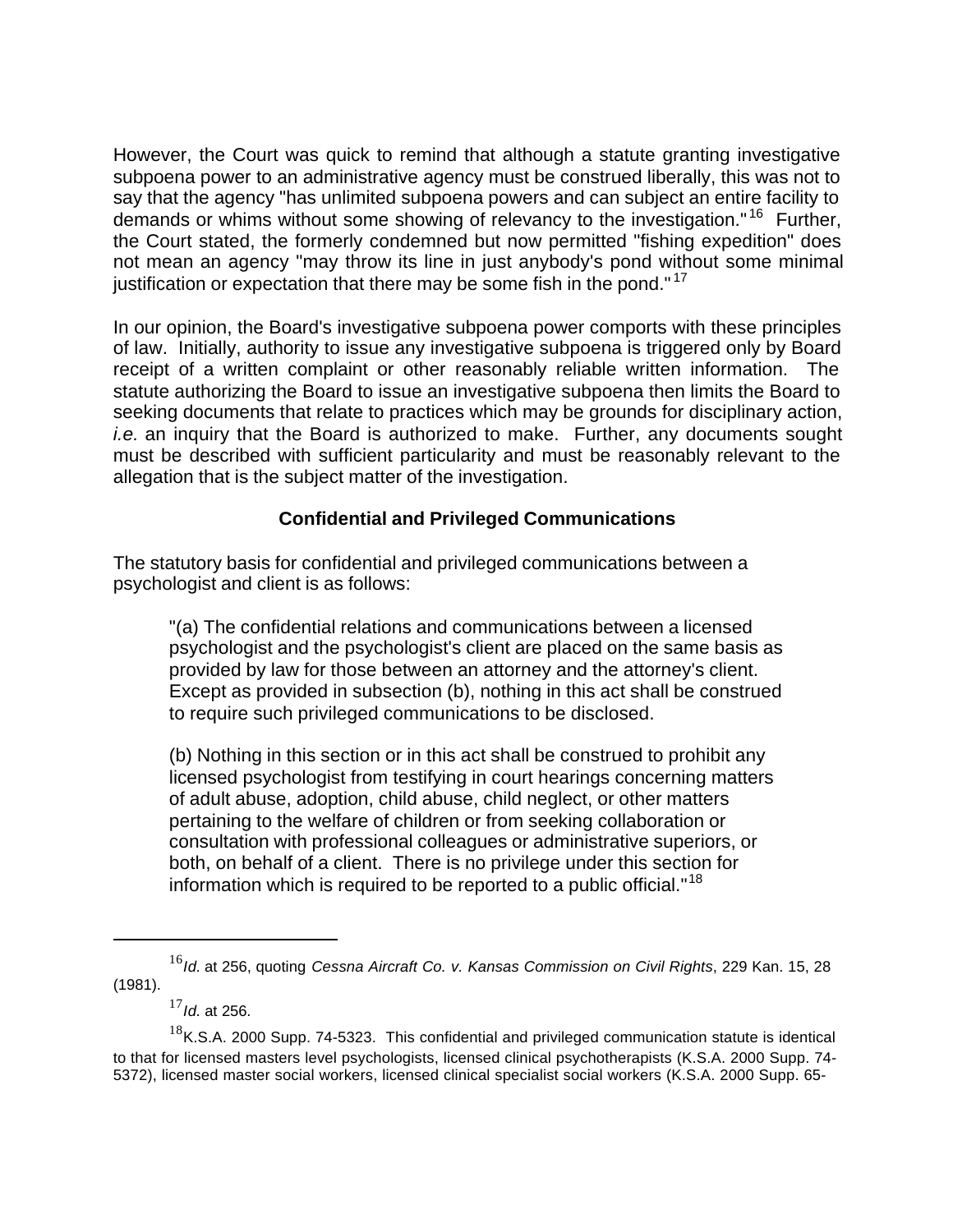However, the Court was quick to remind that although a statute granting investigative subpoena power to an administrative agency must be construed liberally, this was not to say that the agency "has unlimited subpoena powers and can subject an entire facility to demands or whims without some showing of relevancy to the investigation."[16] Further, the Court stated, the formerly condemned but now permitted "fishing expedition" does not mean an agency "may throw its line in just anybody's pond without some minimal justification or expectation that there may be some fish in the pond."[17]

In our opinion, the Board's investigative subpoena power comports with these principles of law. Initially, authority to issue any investigative subpoena is triggered only by Board receipt of a written complaint or other reasonably reliable written information. The statute authorizing the Board to issue an investigative subpoena then limits the Board to seeking documents that relate to practices which may be grounds for disciplinary action, *i.e.* an inquiry that the Board is authorized to make. Further, any documents sought must be described with sufficient particularity and must be reasonably relevant to the allegation that is the subject matter of the investigation.

### Confidential and Privileged Communications

The statutory basis for confidential and privileged communications between a psychologist and client is as follows:

> "(a) The confidential relations and communications between a licensed psychologist and the psychologist's client are placed on the same basis as provided by law for those between an attorney and the attorney's client. Except as provided in subsection (b), nothing in this act shall be construed to require such privileged communications to be disclosed.
>
> (b) Nothing in this section or in this act shall be construed to prohibit any licensed psychologist from testifying in court hearings concerning matters of adult abuse, adoption, child abuse, child neglect, or other matters pertaining to the welfare of children or from seeking collaboration or consultation with professional colleagues or administrative superiors, or both, on behalf of a client. There is no privilege under this section for information which is required to be reported to a public official."[18]

---

[16] *Id.* at 256, quoting *Cessna Aircraft Co. v. Kansas Commission on Civil Rights*, 229 Kan. 15, 28 (1981).

[17] *Id.* at 256.

[18] K.S.A. 2000 Supp. 74-5323. This confidential and privileged communication statute is identical to that for licensed masters level psychologists, licensed clinical psychotherapists (K.S.A. 2000 Supp. 74-5372), licensed master social workers, licensed clinical specialist social workers (K.S.A. 2000 Supp. 65-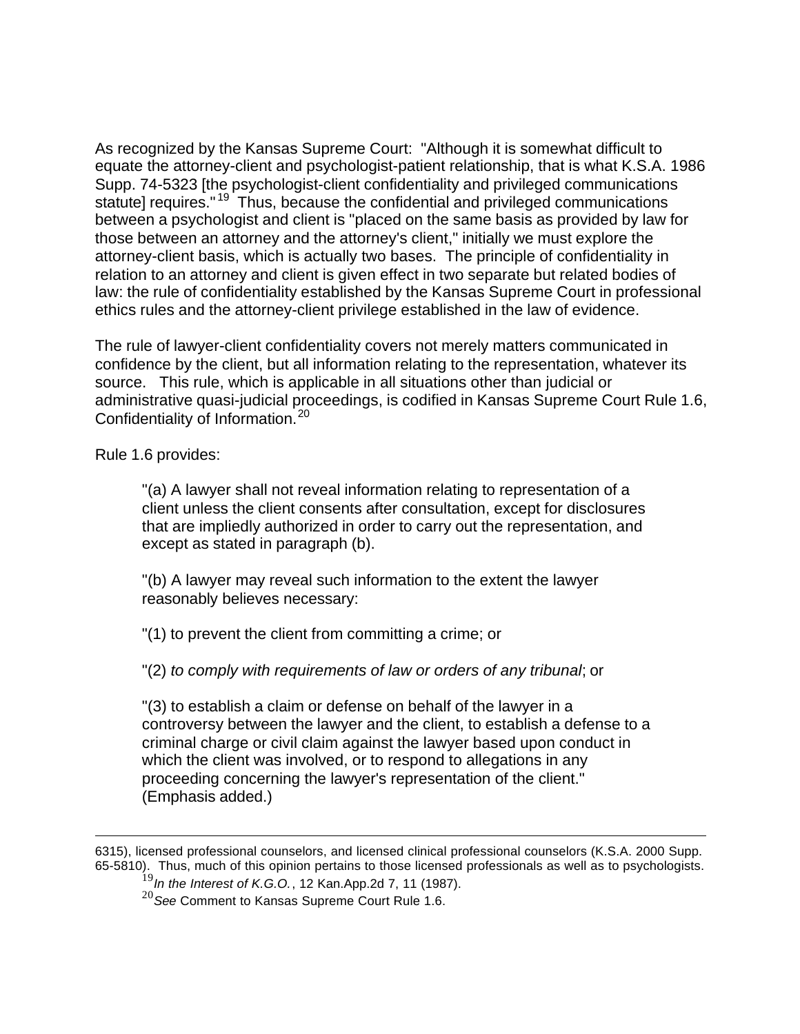As recognized by the Kansas Supreme Court: "Although it is somewhat difficult to equate the attorney-client and psychologist-patient relationship, that is what K.S.A. 1986 Supp. 74-5323 [the psychologist-client confidentiality and privileged communications statute] requires."[19] Thus, because the confidential and privileged communications between a psychologist and client is "placed on the same basis as provided by law for those between an attorney and the attorney's client," initially we must explore the attorney-client basis, which is actually two bases. The principle of confidentiality in relation to an attorney and client is given effect in two separate but related bodies of law: the rule of confidentiality established by the Kansas Supreme Court in professional ethics rules and the attorney-client privilege established in the law of evidence.

The rule of lawyer-client confidentiality covers not merely matters communicated in confidence by the client, but all information relating to the representation, whatever its source. This rule, which is applicable in all situations other than judicial or administrative quasi-judicial proceedings, is codified in Kansas Supreme Court Rule 1.6, Confidentiality of Information.[20]

Rule 1.6 provides:

> "(a) A lawyer shall not reveal information relating to representation of a client unless the client consents after consultation, except for disclosures that are impliedly authorized in order to carry out the representation, and except as stated in paragraph (b).
>
> "(b) A lawyer may reveal such information to the extent the lawyer reasonably believes necessary:
>
> "(1) to prevent the client from committing a crime; or
>
> "(2) *to comply with requirements of law or orders of any tribunal*; or
>
> "(3) to establish a claim or defense on behalf of the lawyer in a controversy between the lawyer and the client, to establish a defense to a criminal charge or civil claim against the lawyer based upon conduct in which the client was involved, or to respond to allegations in any proceeding concerning the lawyer's representation of the client." (Emphasis added.)

---

6315), licensed professional counselors, and licensed clinical professional counselors (K.S.A. 2000 Supp. 65-5810). Thus, much of this opinion pertains to those licensed professionals as well as to psychologists.

[19] *In the Interest of K.G.O.*, 12 Kan.App.2d 7, 11 (1987).

[20] *See* Comment to Kansas Supreme Court Rule 1.6.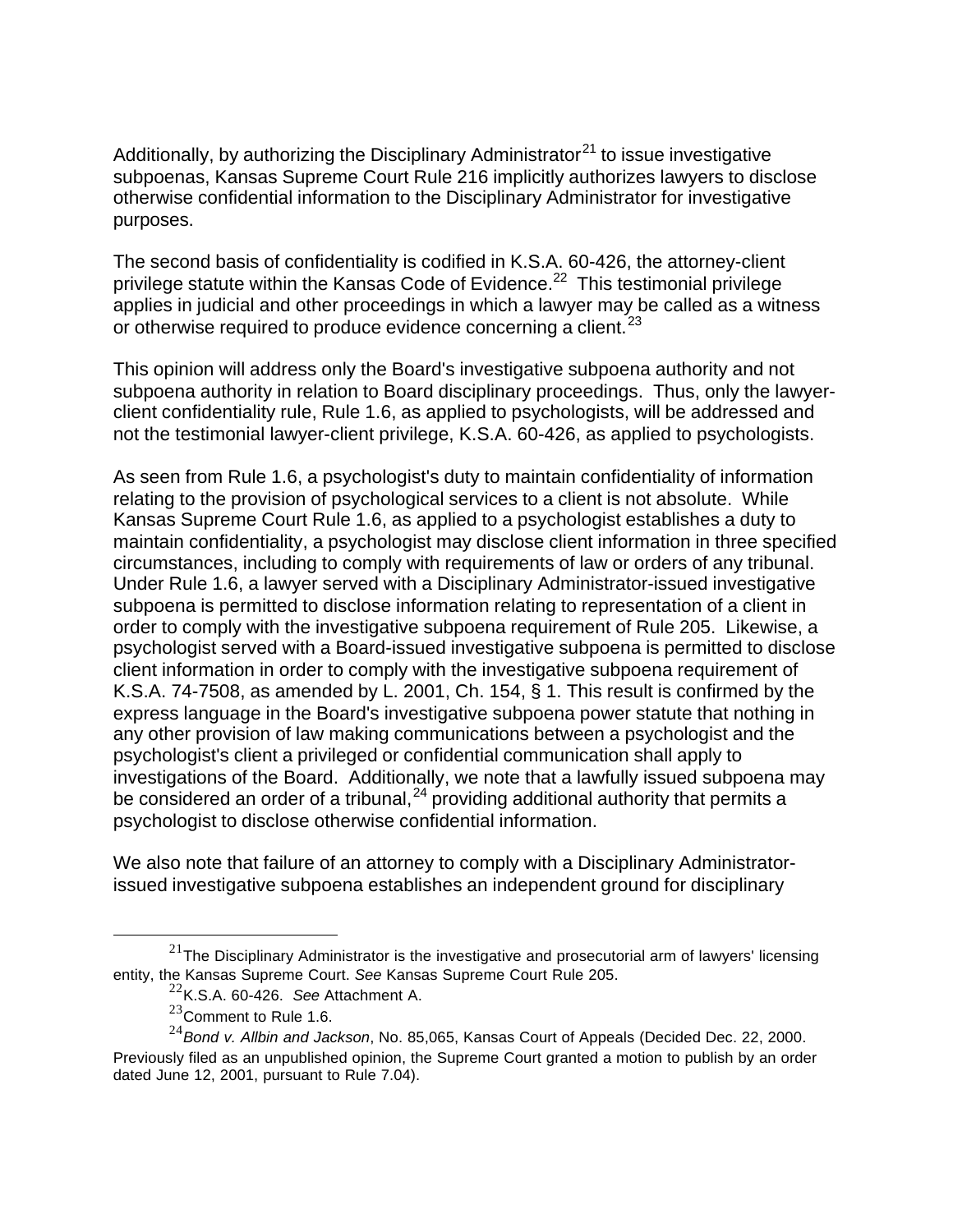Additionally, by authorizing the Disciplinary Administrator[21] to issue investigative subpoenas, Kansas Supreme Court Rule 216 implicitly authorizes lawyers to disclose otherwise confidential information to the Disciplinary Administrator for investigative purposes.

The second basis of confidentiality is codified in K.S.A. 60-426, the attorney-client privilege statute within the Kansas Code of Evidence.[22] This testimonial privilege applies in judicial and other proceedings in which a lawyer may be called as a witness or otherwise required to produce evidence concerning a client.[23]

This opinion will address only the Board's investigative subpoena authority and not subpoena authority in relation to Board disciplinary proceedings. Thus, only the lawyer-client confidentiality rule, Rule 1.6, as applied to psychologists, will be addressed and not the testimonial lawyer-client privilege, K.S.A. 60-426, as applied to psychologists.

As seen from Rule 1.6, a psychologist's duty to maintain confidentiality of information relating to the provision of psychological services to a client is not absolute. While Kansas Supreme Court Rule 1.6, as applied to a psychologist establishes a duty to maintain confidentiality, a psychologist may disclose client information in three specified circumstances, including to comply with requirements of law or orders of any tribunal. Under Rule 1.6, a lawyer served with a Disciplinary Administrator-issued investigative subpoena is permitted to disclose information relating to representation of a client in order to comply with the investigative subpoena requirement of Rule 205. Likewise, a psychologist served with a Board-issued investigative subpoena is permitted to disclose client information in order to comply with the investigative subpoena requirement of K.S.A. 74-7508, as amended by L. 2001, Ch. 154, § 1. This result is confirmed by the express language in the Board's investigative subpoena power statute that nothing in any other provision of law making communications between a psychologist and the psychologist's client a privileged or confidential communication shall apply to investigations of the Board. Additionally, we note that a lawfully issued subpoena may be considered an order of a tribunal,[24] providing additional authority that permits a psychologist to disclose otherwise confidential information.

We also note that failure of an attorney to comply with a Disciplinary Administrator-issued investigative subpoena establishes an independent ground for disciplinary

---

[21] The Disciplinary Administrator is the investigative and prosecutorial arm of lawyers' licensing entity, the Kansas Supreme Court. *See* Kansas Supreme Court Rule 205.

[22] K.S.A. 60-426. *See* Attachment A.

[23] Comment to Rule 1.6.

[24] *Bond v. Allbin and Jackson*, No. 85,065, Kansas Court of Appeals (Decided Dec. 22, 2000. Previously filed as an unpublished opinion, the Supreme Court granted a motion to publish by an order dated June 12, 2001, pursuant to Rule 7.04).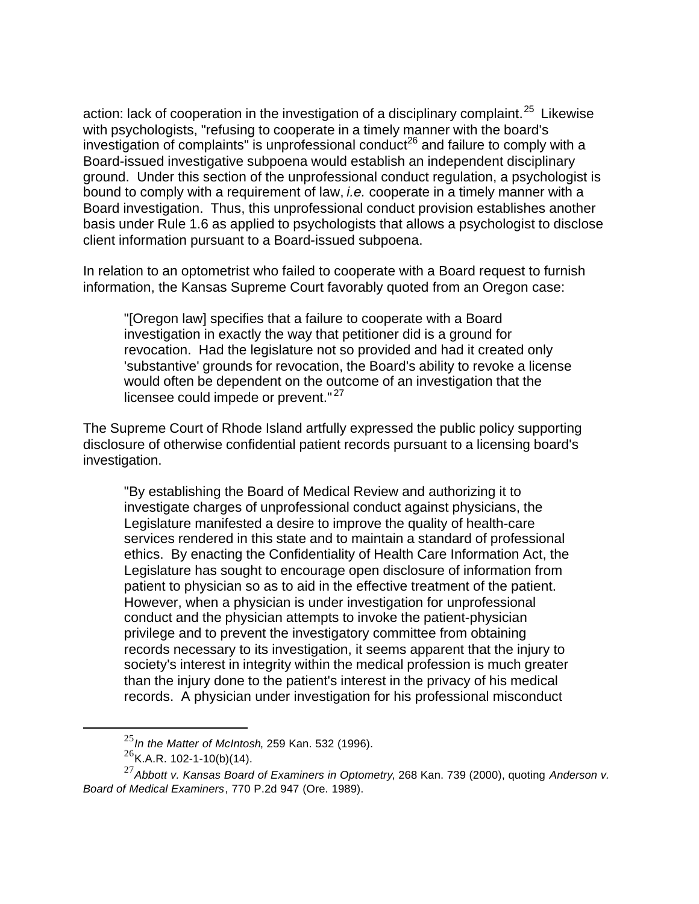action: lack of cooperation in the investigation of a disciplinary complaint.[25] Likewise with psychologists, "refusing to cooperate in a timely manner with the board's investigation of complaints" is unprofessional conduct[26] and failure to comply with a Board-issued investigative subpoena would establish an independent disciplinary ground. Under this section of the unprofessional conduct regulation, a psychologist is bound to comply with a requirement of law, *i.e.* cooperate in a timely manner with a Board investigation. Thus, this unprofessional conduct provision establishes another basis under Rule 1.6 as applied to psychologists that allows a psychologist to disclose client information pursuant to a Board-issued subpoena.

In relation to an optometrist who failed to cooperate with a Board request to furnish information, the Kansas Supreme Court favorably quoted from an Oregon case:

> "[Oregon law] specifies that a failure to cooperate with a Board investigation in exactly the way that petitioner did is a ground for revocation. Had the legislature not so provided and had it created only 'substantive' grounds for revocation, the Board's ability to revoke a license would often be dependent on the outcome of an investigation that the licensee could impede or prevent."[27]

The Supreme Court of Rhode Island artfully expressed the public policy supporting disclosure of otherwise confidential patient records pursuant to a licensing board's investigation.

> "By establishing the Board of Medical Review and authorizing it to investigate charges of unprofessional conduct against physicians, the Legislature manifested a desire to improve the quality of health-care services rendered in this state and to maintain a standard of professional ethics. By enacting the Confidentiality of Health Care Information Act, the Legislature has sought to encourage open disclosure of information from patient to physician so as to aid in the effective treatment of the patient. However, when a physician is under investigation for unprofessional conduct and the physician attempts to invoke the patient-physician privilege and to prevent the investigatory committee from obtaining records necessary to its investigation, it seems apparent that the injury to society's interest in integrity within the medical profession is much greater than the injury done to the patient's interest in the privacy of his medical records. A physician under investigation for his professional misconduct

---

[25] *In the Matter of McIntosh*, 259 Kan. 532 (1996).

[26] K.A.R. 102-1-10(b)(14).

[27] *Abbott v. Kansas Board of Examiners in Optometry*, 268 Kan. 739 (2000), quoting *Anderson v. Board of Medical Examiners*, 770 P.2d 947 (Ore. 1989).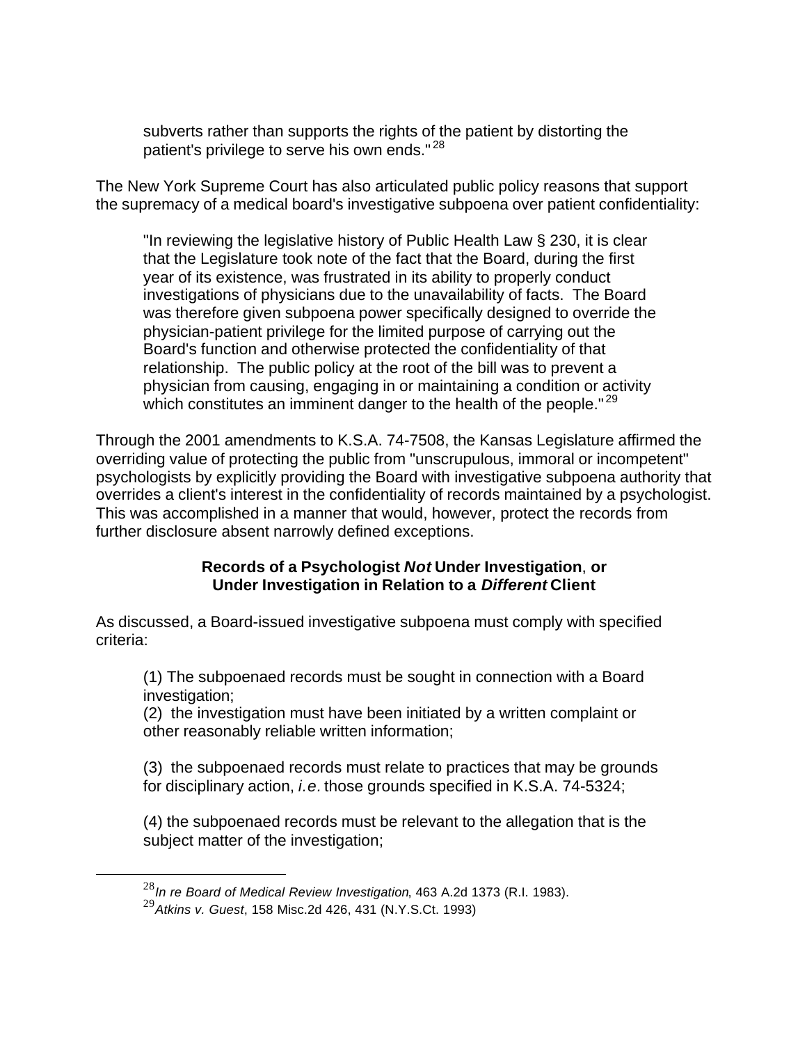> subverts rather than supports the rights of the patient by distorting the patient's privilege to serve his own ends."[28]

The New York Supreme Court has also articulated public policy reasons that support the supremacy of a medical board's investigative subpoena over patient confidentiality:

> "In reviewing the legislative history of Public Health Law § 230, it is clear that the Legislature took note of the fact that the Board, during the first year of its existence, was frustrated in its ability to properly conduct investigations of physicians due to the unavailability of facts. The Board was therefore given subpoena power specifically designed to override the physician-patient privilege for the limited purpose of carrying out the Board's function and otherwise protected the confidentiality of that relationship. The public policy at the root of the bill was to prevent a physician from causing, engaging in or maintaining a condition or activity which constitutes an imminent danger to the health of the people."[29]

Through the 2001 amendments to K.S.A. 74-7508, the Kansas Legislature affirmed the overriding value of protecting the public from "unscrupulous, immoral or incompetent" psychologists by explicitly providing the Board with investigative subpoena authority that overrides a client's interest in the confidentiality of records maintained by a psychologist. This was accomplished in a manner that would, however, protect the records from further disclosure absent narrowly defined exceptions.

### Records of a Psychologist *Not* Under Investigation, or Under Investigation in Relation to a *Different* Client

As discussed, a Board-issued investigative subpoena must comply with specified criteria:

> (1) The subpoenaed records must be sought in connection with a Board investigation;
> (2) the investigation must have been initiated by a written complaint or other reasonably reliable written information;
>
> (3) the subpoenaed records must relate to practices that may be grounds for disciplinary action, *i.e.* those grounds specified in K.S.A. 74-5324;
>
> (4) the subpoenaed records must be relevant to the allegation that is the subject matter of the investigation;

---

[28] *In re Board of Medical Review Investigation*, 463 A.2d 1373 (R.I. 1983).
[29] *Atkins v. Guest*, 158 Misc.2d 426, 431 (N.Y.S.Ct. 1993)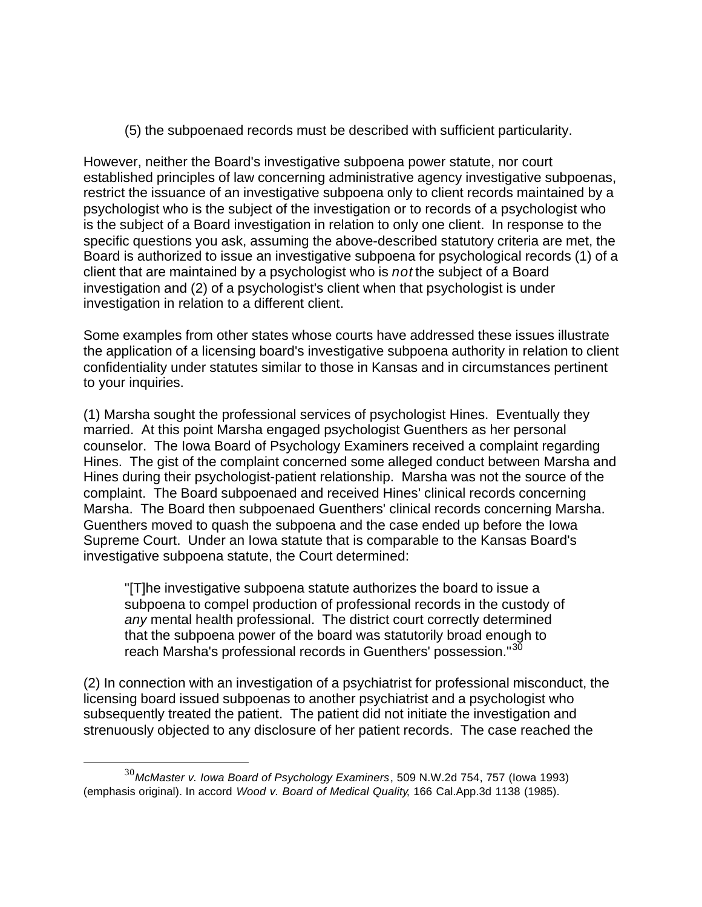(5) the subpoenaed records must be described with sufficient particularity.

However, neither the Board's investigative subpoena power statute, nor court established principles of law concerning administrative agency investigative subpoenas, restrict the issuance of an investigative subpoena only to client records maintained by a psychologist who is the subject of the investigation or to records of a psychologist who is the subject of a Board investigation in relation to only one client. In response to the specific questions you ask, assuming the above-described statutory criteria are met, the Board is authorized to issue an investigative subpoena for psychological records (1) of a client that are maintained by a psychologist who is *not* the subject of a Board investigation and (2) of a psychologist's client when that psychologist is under investigation in relation to a different client.

Some examples from other states whose courts have addressed these issues illustrate the application of a licensing board's investigative subpoena authority in relation to client confidentiality under statutes similar to those in Kansas and in circumstances pertinent to your inquiries.

(1) Marsha sought the professional services of psychologist Hines. Eventually they married. At this point Marsha engaged psychologist Guenthers as her personal counselor. The Iowa Board of Psychology Examiners received a complaint regarding Hines. The gist of the complaint concerned some alleged conduct between Marsha and Hines during their psychologist-patient relationship. Marsha was not the source of the complaint. The Board subpoenaed and received Hines' clinical records concerning Marsha. The Board then subpoenaed Guenthers' clinical records concerning Marsha. Guenthers moved to quash the subpoena and the case ended up before the Iowa Supreme Court. Under an Iowa statute that is comparable to the Kansas Board's investigative subpoena statute, the Court determined:

> "[T]he investigative subpoena statute authorizes the board to issue a subpoena to compel production of professional records in the custody of *any* mental health professional. The district court correctly determined that the subpoena power of the board was statutorily broad enough to reach Marsha's professional records in Guenthers' possession."[30]

(2) In connection with an investigation of a psychiatrist for professional misconduct, the licensing board issued subpoenas to another psychiatrist and a psychologist who subsequently treated the patient. The patient did not initiate the investigation and strenuously objected to any disclosure of her patient records. The case reached the

---

[30] *McMaster v. Iowa Board of Psychology Examiners*, 509 N.W.2d 754, 757 (Iowa 1993) (emphasis original). In accord *Wood v. Board of Medical Quality*, 166 Cal.App.3d 1138 (1985).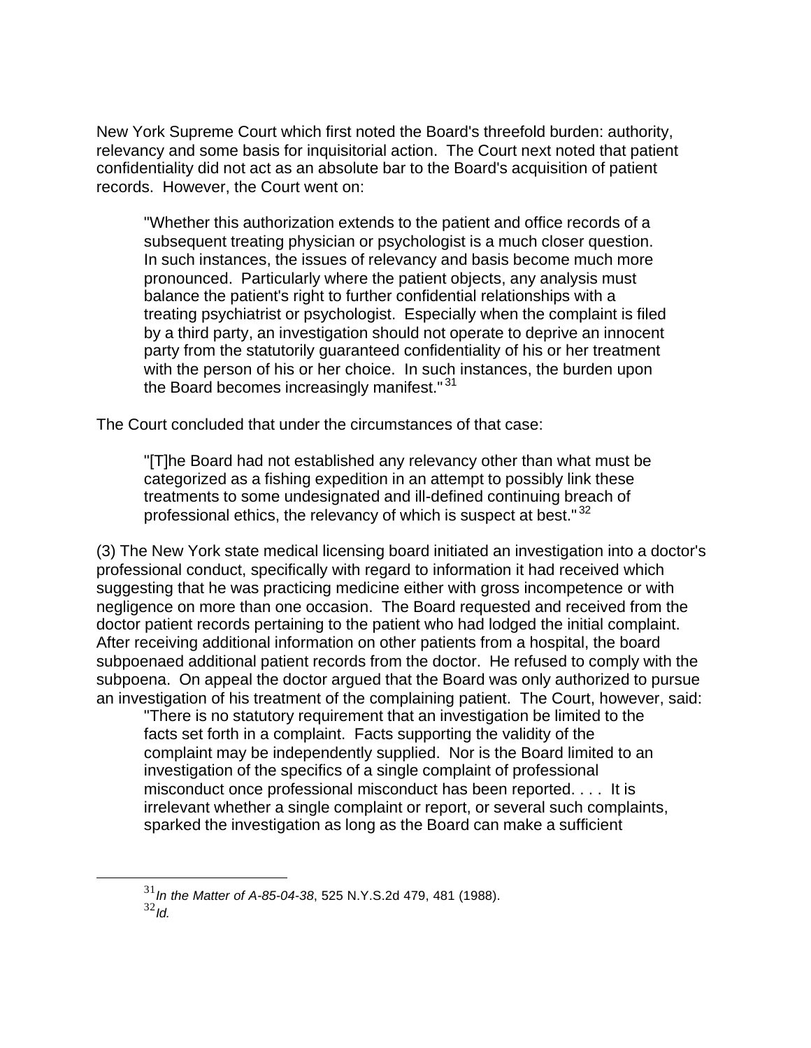New York Supreme Court which first noted the Board's threefold burden: authority, relevancy and some basis for inquisitorial action. The Court next noted that patient confidentiality did not act as an absolute bar to the Board's acquisition of patient records. However, the Court went on:

> "Whether this authorization extends to the patient and office records of a subsequent treating physician or psychologist is a much closer question. In such instances, the issues of relevancy and basis become much more pronounced. Particularly where the patient objects, any analysis must balance the patient's right to further confidential relationships with a treating psychiatrist or psychologist. Especially when the complaint is filed by a third party, an investigation should not operate to deprive an innocent party from the statutorily guaranteed confidentiality of his or her treatment with the person of his or her choice. In such instances, the burden upon the Board becomes increasingly manifest."[31]

The Court concluded that under the circumstances of that case:

> "[T]he Board had not established any relevancy other than what must be categorized as a fishing expedition in an attempt to possibly link these treatments to some undesignated and ill-defined continuing breach of professional ethics, the relevancy of which is suspect at best."[32]

(3) The New York state medical licensing board initiated an investigation into a doctor's professional conduct, specifically with regard to information it had received which suggesting that he was practicing medicine either with gross incompetence or with negligence on more than one occasion. The Board requested and received from the doctor patient records pertaining to the patient who had lodged the initial complaint. After receiving additional information on other patients from a hospital, the board subpoenaed additional patient records from the doctor. He refused to comply with the subpoena. On appeal the doctor argued that the Board was only authorized to pursue an investigation of his treatment of the complaining patient. The Court, however, said:

> "There is no statutory requirement that an investigation be limited to the facts set forth in a complaint. Facts supporting the validity of the complaint may be independently supplied. Nor is the Board limited to an investigation of the specifics of a single complaint of professional misconduct once professional misconduct has been reported. . . . It is irrelevant whether a single complaint or report, or several such complaints, sparked the investigation as long as the Board can make a sufficient

---

[31] *In the Matter of A-85-04-38*, 525 N.Y.S.2d 479, 481 (1988).

[32] *Id.*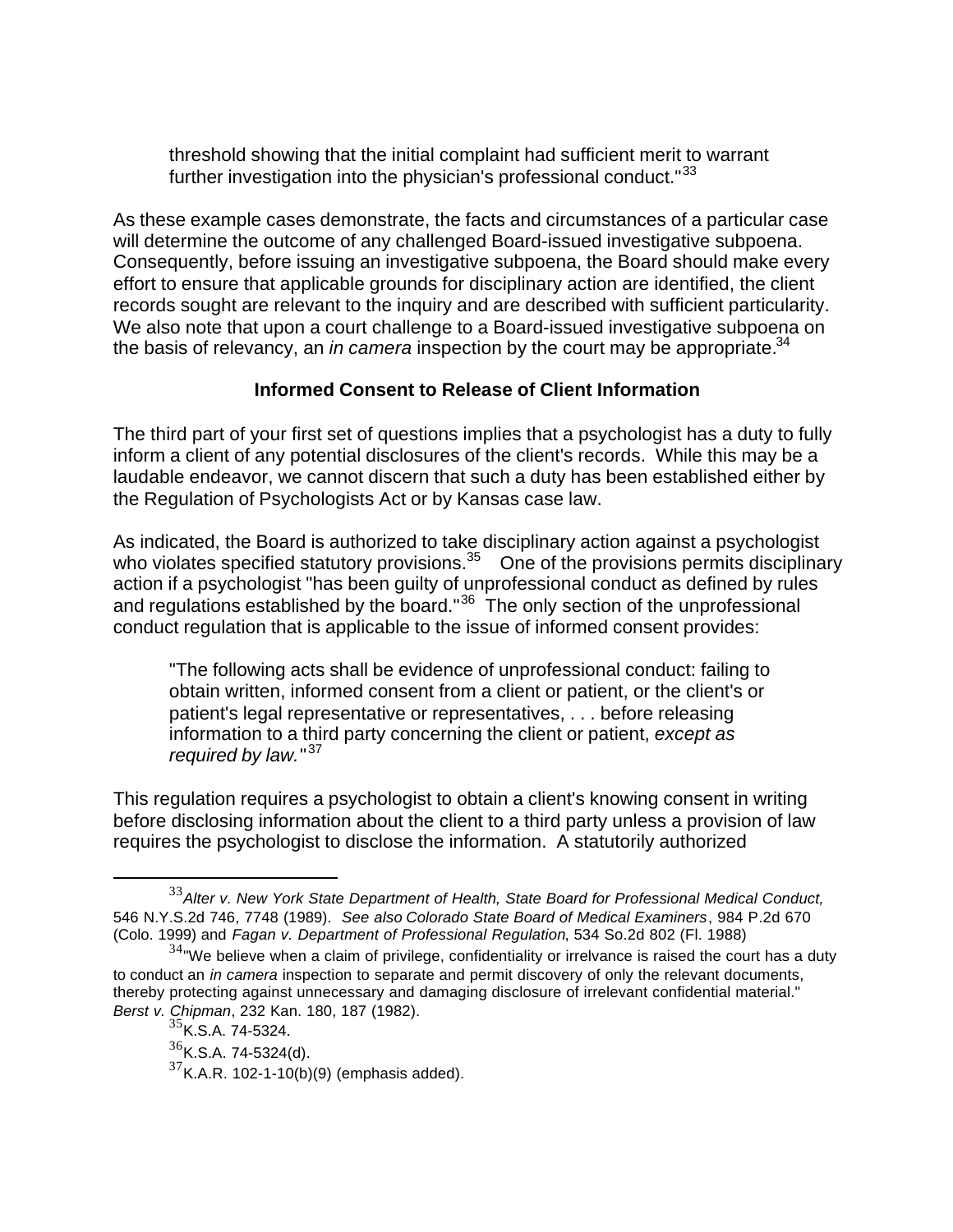> threshold showing that the initial complaint had sufficient merit to warrant further investigation into the physician's professional conduct."[33]

As these example cases demonstrate, the facts and circumstances of a particular case will determine the outcome of any challenged Board-issued investigative subpoena. Consequently, before issuing an investigative subpoena, the Board should make every effort to ensure that applicable grounds for disciplinary action are identified, the client records sought are relevant to the inquiry and are described with sufficient particularity. We also note that upon a court challenge to a Board-issued investigative subpoena on the basis of relevancy, an *in camera* inspection by the court may be appropriate.[34]

**Informed Consent to Release of Client Information**

The third part of your first set of questions implies that a psychologist has a duty to fully inform a client of any potential disclosures of the client's records. While this may be a laudable endeavor, we cannot discern that such a duty has been established either by the Regulation of Psychologists Act or by Kansas case law.

As indicated, the Board is authorized to take disciplinary action against a psychologist who violates specified statutory provisions.[35] One of the provisions permits disciplinary action if a psychologist "has been guilty of unprofessional conduct as defined by rules and regulations established by the board."[36] The only section of the unprofessional conduct regulation that is applicable to the issue of informed consent provides:

> "The following acts shall be evidence of unprofessional conduct: failing to obtain written, informed consent from a client or patient, or the client's or patient's legal representative or representatives, . . . before releasing information to a third party concerning the client or patient, *except as required by law.*"[37]

This regulation requires a psychologist to obtain a client's knowing consent in writing before disclosing information about the client to a third party unless a provision of law requires the psychologist to disclose the information. A statutorily authorized

---

[33] *Alter v. New York State Department of Health, State Board for Professional Medical Conduct,* 546 N.Y.S.2d 746, 7748 (1989). *See also Colorado State Board of Medical Examiners*, 984 P.2d 670 (Colo. 1999) and *Fagan v. Department of Professional Regulation*, 534 So.2d 802 (Fl. 1988)

[34] "We believe when a claim of privilege, confidentiality or irrelvance is raised the court has a duty to conduct an *in camera* inspection to separate and permit discovery of only the relevant documents, thereby protecting against unnecessary and damaging disclosure of irrelevant confidential material." *Berst v. Chipman*, 232 Kan. 180, 187 (1982).

[35] K.S.A. 74-5324.

[36] K.S.A. 74-5324(d).

[37] K.A.R. 102-1-10(b)(9) (emphasis added).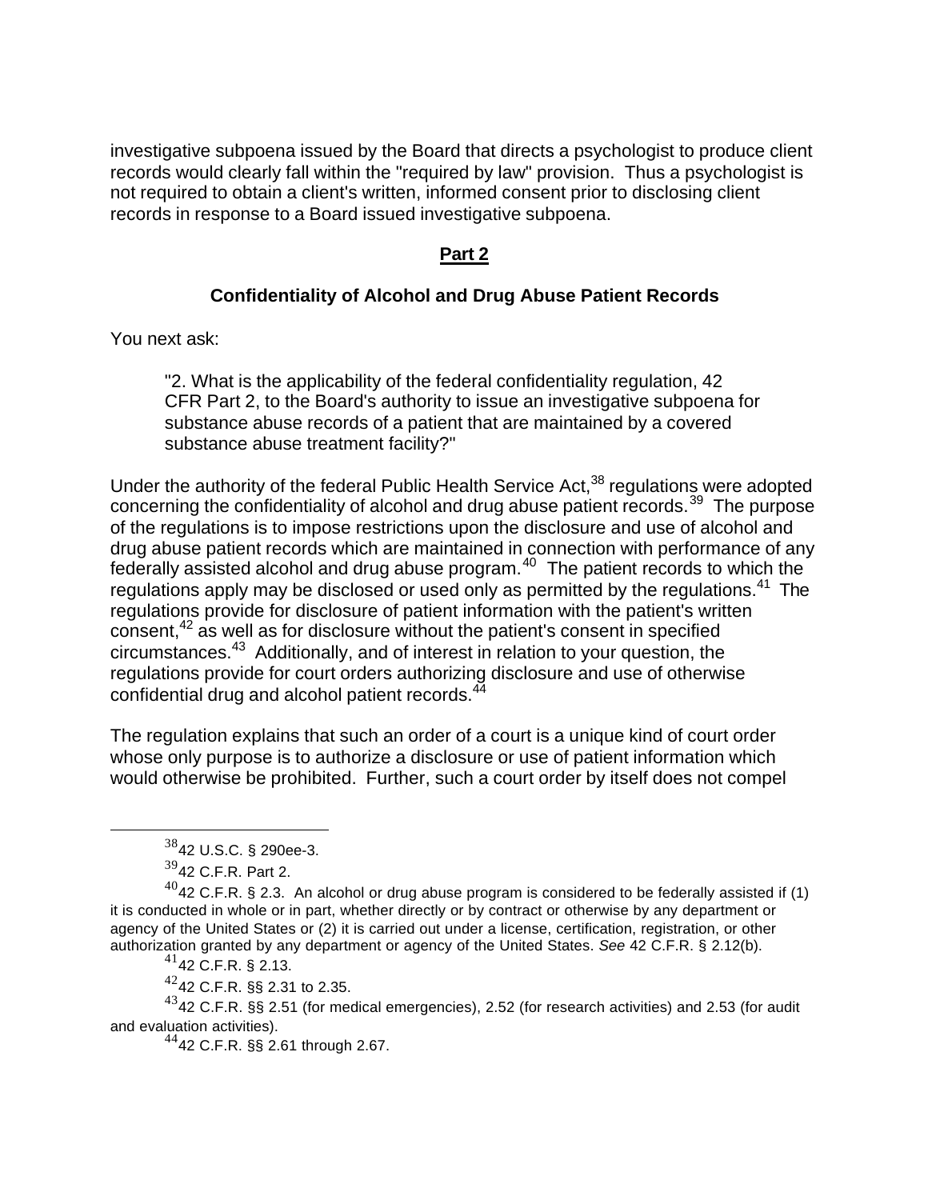investigative subpoena issued by the Board that directs a psychologist to produce client records would clearly fall within the "required by law" provision. Thus a psychologist is not required to obtain a client's written, informed consent prior to disclosing client records in response to a Board issued investigative subpoena.

## **Part 2**

### Confidentiality of Alcohol and Drug Abuse Patient Records

You next ask:

> "2. What is the applicability of the federal confidentiality regulation, 42 CFR Part 2, to the Board's authority to issue an investigative subpoena for substance abuse records of a patient that are maintained by a covered substance abuse treatment facility?"

Under the authority of the federal Public Health Service Act,[38] regulations were adopted concerning the confidentiality of alcohol and drug abuse patient records.[39] The purpose of the regulations is to impose restrictions upon the disclosure and use of alcohol and drug abuse patient records which are maintained in connection with performance of any federally assisted alcohol and drug abuse program.[40] The patient records to which the regulations apply may be disclosed or used only as permitted by the regulations.[41] The regulations provide for disclosure of patient information with the patient's written consent,[42] as well as for disclosure without the patient's consent in specified circumstances.[43] Additionally, and of interest in relation to your question, the regulations provide for court orders authorizing disclosure and use of otherwise confidential drug and alcohol patient records.[44]

The regulation explains that such an order of a court is a unique kind of court order whose only purpose is to authorize a disclosure or use of patient information which would otherwise be prohibited. Further, such a court order by itself does not compel

---

[38] 42 U.S.C. § 290ee-3.

[39] 42 C.F.R. Part 2.

[40] 42 C.F.R. § 2.3. An alcohol or drug abuse program is considered to be federally assisted if (1) it is conducted in whole or in part, whether directly or by contract or otherwise by any department or agency of the United States or (2) it is carried out under a license, certification, registration, or other authorization granted by any department or agency of the United States. *See* 42 C.F.R. § 2.12(b).

[41] 42 C.F.R. § 2.13.

[42] 42 C.F.R. §§ 2.31 to 2.35.

[43] 42 C.F.R. §§ 2.51 (for medical emergencies), 2.52 (for research activities) and 2.53 (for audit and evaluation activities).

[44] 42 C.F.R. §§ 2.61 through 2.67.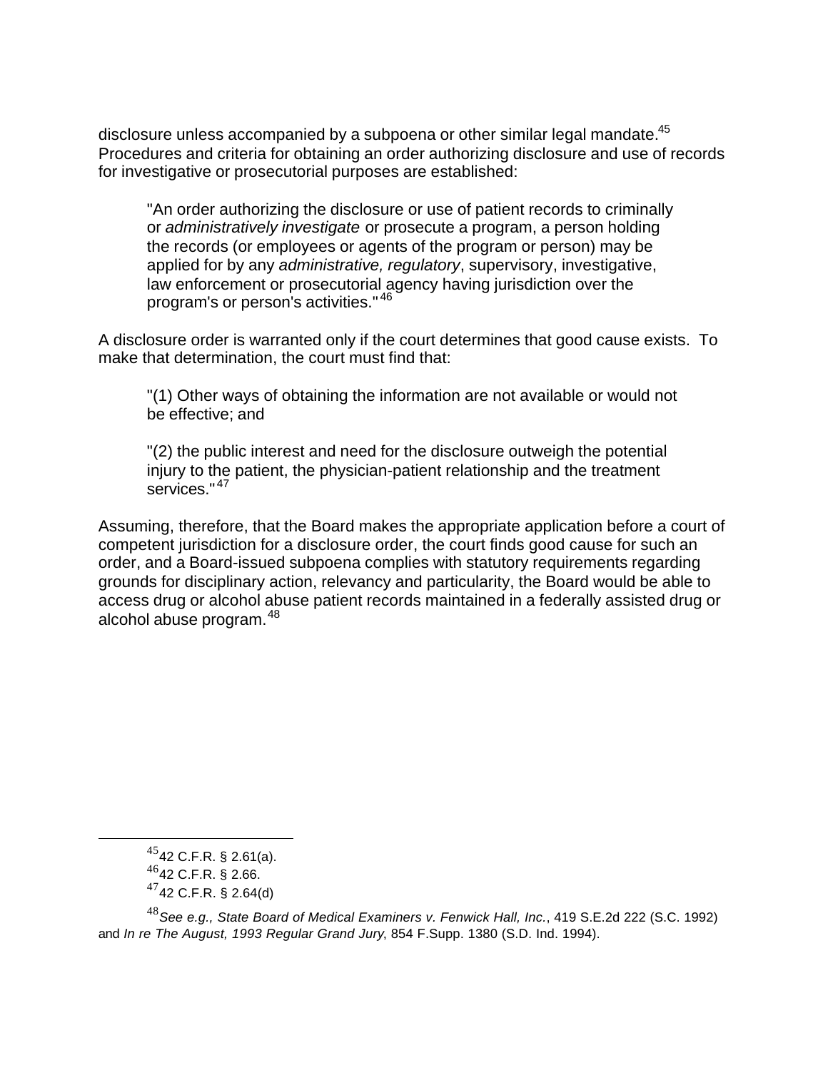disclosure unless accompanied by a subpoena or other similar legal mandate.[45] Procedures and criteria for obtaining an order authorizing disclosure and use of records for investigative or prosecutorial purposes are established:

> "An order authorizing the disclosure or use of patient records to criminally or *administratively investigate* or prosecute a program, a person holding the records (or employees or agents of the program or person) may be applied for by any *administrative, regulatory*, supervisory, investigative, law enforcement or prosecutorial agency having jurisdiction over the program's or person's activities."[46]

A disclosure order is warranted only if the court determines that good cause exists. To make that determination, the court must find that:

> "(1) Other ways of obtaining the information are not available or would not be effective; and
>
> "(2) the public interest and need for the disclosure outweigh the potential injury to the patient, the physician-patient relationship and the treatment services."[47]

Assuming, therefore, that the Board makes the appropriate application before a court of competent jurisdiction for a disclosure order, the court finds good cause for such an order, and a Board-issued subpoena complies with statutory requirements regarding grounds for disciplinary action, relevancy and particularity, the Board would be able to access drug or alcohol abuse patient records maintained in a federally assisted drug or alcohol abuse program.[48]

---

[45] 42 C.F.R. § 2.61(a).

[46] 42 C.F.R. § 2.66.

[47] 42 C.F.R. § 2.64(d)

[48] *See e.g., State Board of Medical Examiners v. Fenwick Hall, Inc.*, 419 S.E.2d 222 (S.C. 1992) and *In re The August, 1993 Regular Grand Jury*, 854 F.Supp. 1380 (S.D. Ind. 1994).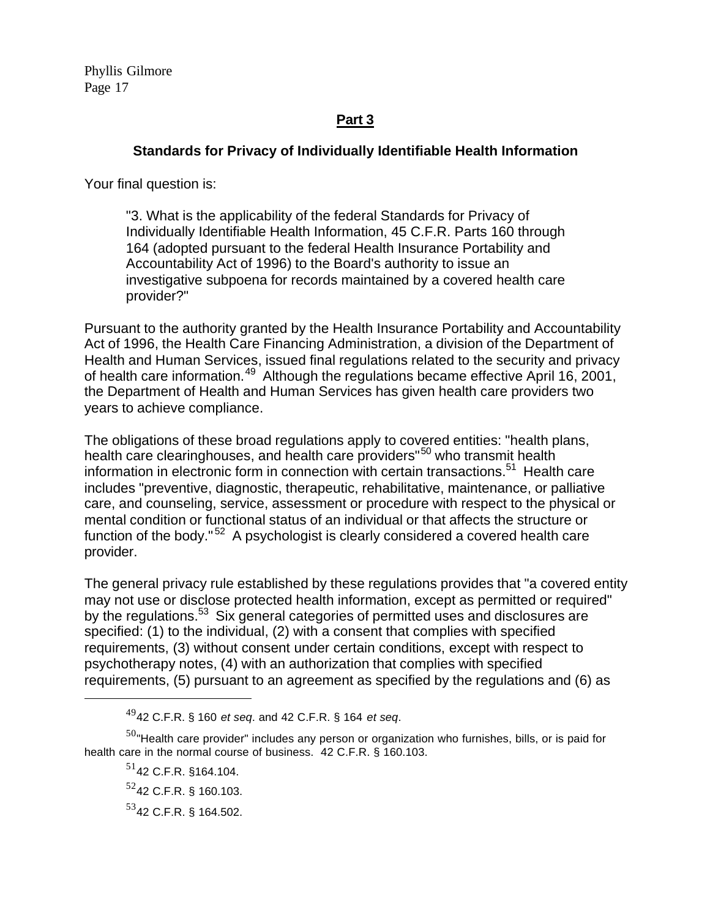## Part 3

### Standards for Privacy of Individually Identifiable Health Information

Your final question is:

> "3. What is the applicability of the federal Standards for Privacy of Individually Identifiable Health Information, 45 C.F.R. Parts 160 through 164 (adopted pursuant to the federal Health Insurance Portability and Accountability Act of 1996) to the Board's authority to issue an investigative subpoena for records maintained by a covered health care provider?"

Pursuant to the authority granted by the Health Insurance Portability and Accountability Act of 1996, the Health Care Financing Administration, a division of the Department of Health and Human Services, issued final regulations related to the security and privacy of health care information.[49] Although the regulations became effective April 16, 2001, the Department of Health and Human Services has given health care providers two years to achieve compliance.

The obligations of these broad regulations apply to covered entities: "health plans, health care clearinghouses, and health care providers"[50] who transmit health information in electronic form in connection with certain transactions.[51] Health care includes "preventive, diagnostic, therapeutic, rehabilitative, maintenance, or palliative care, and counseling, service, assessment or procedure with respect to the physical or mental condition or functional status of an individual or that affects the structure or function of the body."[52] A psychologist is clearly considered a covered health care provider.

The general privacy rule established by these regulations provides that "a covered entity may not use or disclose protected health information, except as permitted or required" by the regulations.[53] Six general categories of permitted uses and disclosures are specified: (1) to the individual, (2) with a consent that complies with specified requirements, (3) without consent under certain conditions, except with respect to psychotherapy notes, (4) with an authorization that complies with specified requirements, (5) pursuant to an agreement as specified by the regulations and (6) as

---

[49] 42 C.F.R. § 160 *et seq*. and 42 C.F.R. § 164 *et seq*.

[50] "Health care provider" includes any person or organization who furnishes, bills, or is paid for health care in the normal course of business. 42 C.F.R. § 160.103.

[51] 42 C.F.R. §164.104.

[52] 42 C.F.R. § 160.103.

[53] 42 C.F.R. § 164.502.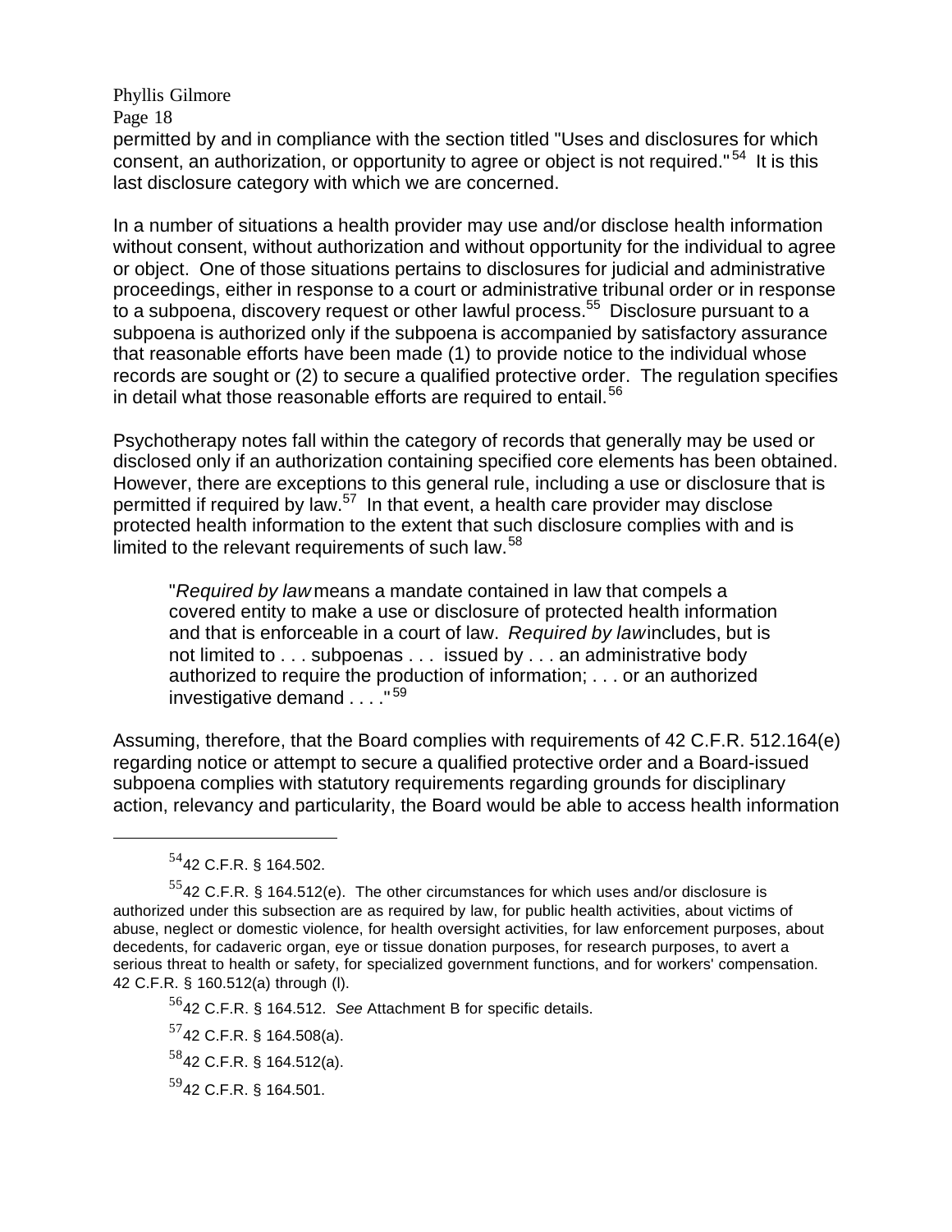permitted by and in compliance with the section titled "Uses and disclosures for which consent, an authorization, or opportunity to agree or object is not required."[54] It is this last disclosure category with which we are concerned.

In a number of situations a health provider may use and/or disclose health information without consent, without authorization and without opportunity for the individual to agree or object. One of those situations pertains to disclosures for judicial and administrative proceedings, either in response to a court or administrative tribunal order or in response to a subpoena, discovery request or other lawful process.[55] Disclosure pursuant to a subpoena is authorized only if the subpoena is accompanied by satisfactory assurance that reasonable efforts have been made (1) to provide notice to the individual whose records are sought or (2) to secure a qualified protective order. The regulation specifies in detail what those reasonable efforts are required to entail.[56]

Psychotherapy notes fall within the category of records that generally may be used or disclosed only if an authorization containing specified core elements has been obtained. However, there are exceptions to this general rule, including a use or disclosure that is permitted if required by law.[57] In that event, a health care provider may disclose protected health information to the extent that such disclosure complies with and is limited to the relevant requirements of such law.[58]

> "*Required by law* means a mandate contained in law that compels a covered entity to make a use or disclosure of protected health information and that is enforceable in a court of law. *Required by law* includes, but is not limited to . . . subpoenas . . . issued by . . . an administrative body authorized to require the production of information; . . . or an authorized investigative demand . . . ."[59]

Assuming, therefore, that the Board complies with requirements of 42 C.F.R. 512.164(e) regarding notice or attempt to secure a qualified protective order and a Board-issued subpoena complies with statutory requirements regarding grounds for disciplinary action, relevancy and particularity, the Board would be able to access health information

---

[54] 42 C.F.R. § 164.502.

[55] 42 C.F.R. § 164.512(e). The other circumstances for which uses and/or disclosure is authorized under this subsection are as required by law, for public health activities, about victims of abuse, neglect or domestic violence, for health oversight activities, for law enforcement purposes, about decedents, for cadaveric organ, eye or tissue donation purposes, for research purposes, to avert a serious threat to health or safety, for specialized government functions, and for workers' compensation. 42 C.F.R. § 160.512(a) through (l).

[56] 42 C.F.R. § 164.512. *See* Attachment B for specific details.

[57] 42 C.F.R. § 164.508(a).

[58] 42 C.F.R. § 164.512(a).

[59] 42 C.F.R. § 164.501.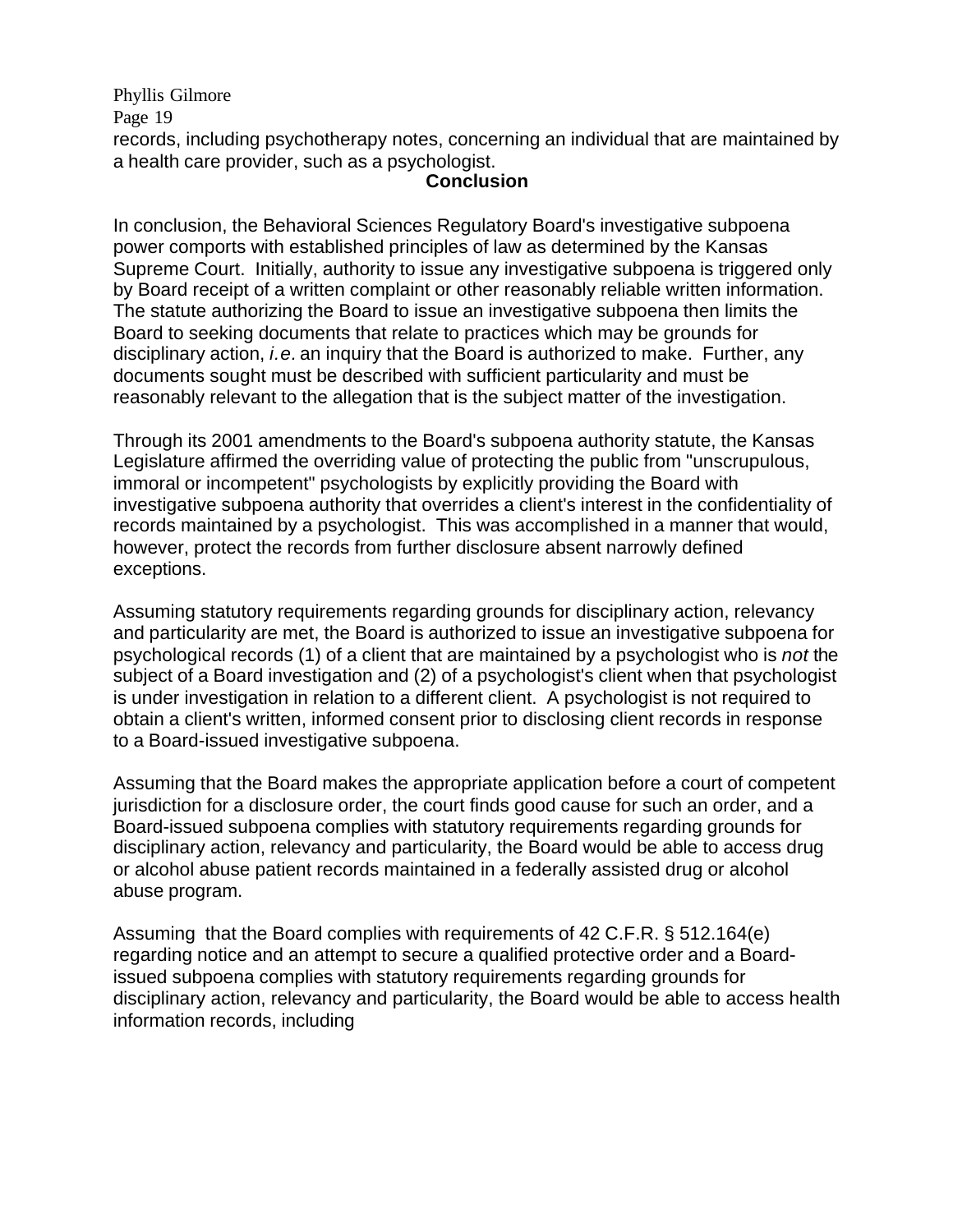records, including psychotherapy notes, concerning an individual that are maintained by a health care provider, such as a psychologist.

## Conclusion

In conclusion, the Behavioral Sciences Regulatory Board's investigative subpoena power comports with established principles of law as determined by the Kansas Supreme Court. Initially, authority to issue any investigative subpoena is triggered only by Board receipt of a written complaint or other reasonably reliable written information. The statute authorizing the Board to issue an investigative subpoena then limits the Board to seeking documents that relate to practices which may be grounds for disciplinary action, *i.e.* an inquiry that the Board is authorized to make. Further, any documents sought must be described with sufficient particularity and must be reasonably relevant to the allegation that is the subject matter of the investigation.

Through its 2001 amendments to the Board's subpoena authority statute, the Kansas Legislature affirmed the overriding value of protecting the public from "unscrupulous, immoral or incompetent" psychologists by explicitly providing the Board with investigative subpoena authority that overrides a client's interest in the confidentiality of records maintained by a psychologist. This was accomplished in a manner that would, however, protect the records from further disclosure absent narrowly defined exceptions.

Assuming statutory requirements regarding grounds for disciplinary action, relevancy and particularity are met, the Board is authorized to issue an investigative subpoena for psychological records (1) of a client that are maintained by a psychologist who is *not* the subject of a Board investigation and (2) of a psychologist's client when that psychologist is under investigation in relation to a different client. A psychologist is not required to obtain a client's written, informed consent prior to disclosing client records in response to a Board-issued investigative subpoena.

Assuming that the Board makes the appropriate application before a court of competent jurisdiction for a disclosure order, the court finds good cause for such an order, and a Board-issued subpoena complies with statutory requirements regarding grounds for disciplinary action, relevancy and particularity, the Board would be able to access drug or alcohol abuse patient records maintained in a federally assisted drug or alcohol abuse program.

Assuming that the Board complies with requirements of 42 C.F.R. § 512.164(e) regarding notice and an attempt to secure a qualified protective order and a Board-issued subpoena complies with statutory requirements regarding grounds for disciplinary action, relevancy and particularity, the Board would be able to access health information records, including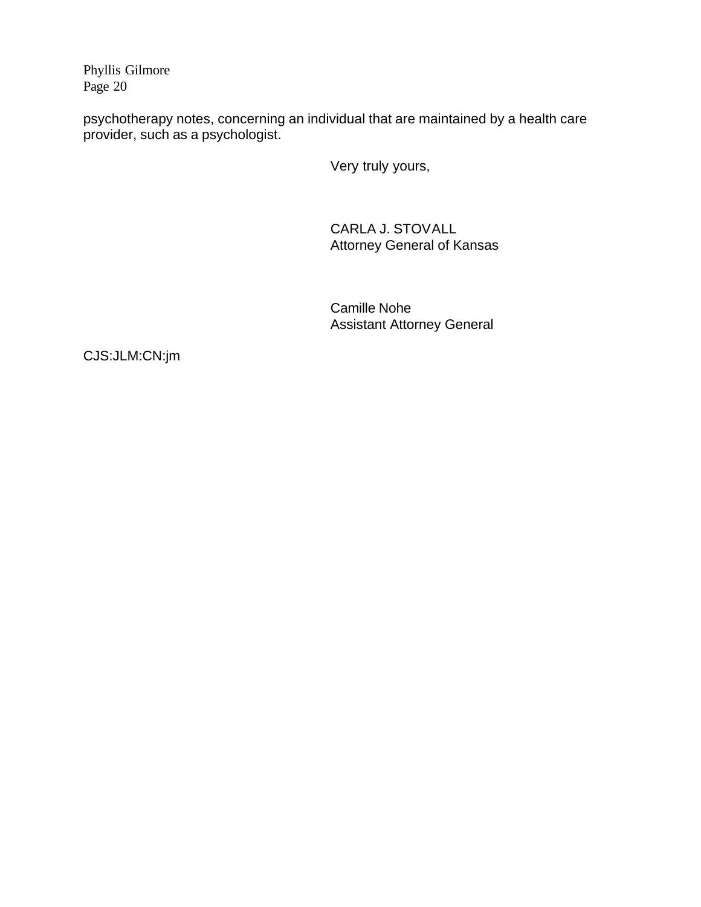psychotherapy notes, concerning an individual that are maintained by a health care provider, such as a psychologist.

Very truly yours,

CARLA J. STOVALL
Attorney General of Kansas

Camille Nohe
Assistant Attorney General

CJS:JLM:CN:jm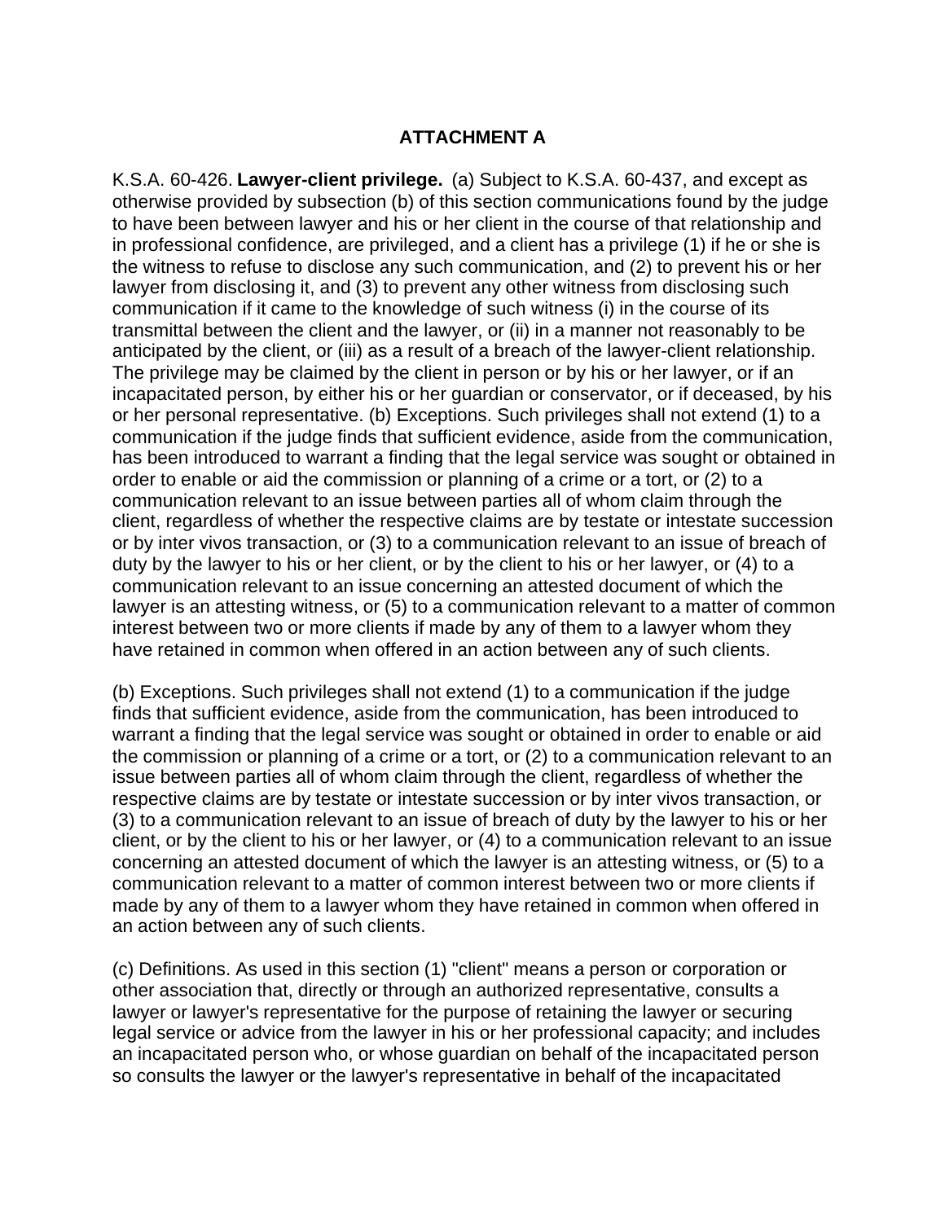**ATTACHMENT A**

K.S.A. 60-426. **Lawyer-client privilege.** (a) Subject to K.S.A. 60-437, and except as otherwise provided by subsection (b) of this section communications found by the judge to have been between lawyer and his or her client in the course of that relationship and in professional confidence, are privileged, and a client has a privilege (1) if he or she is the witness to refuse to disclose any such communication, and (2) to prevent his or her lawyer from disclosing it, and (3) to prevent any other witness from disclosing such communication if it came to the knowledge of such witness (i) in the course of its transmittal between the client and the lawyer, or (ii) in a manner not reasonably to be anticipated by the client, or (iii) as a result of a breach of the lawyer-client relationship. The privilege may be claimed by the client in person or by his or her lawyer, or if an incapacitated person, by either his or her guardian or conservator, or if deceased, by his or her personal representative. (b) Exceptions. Such privileges shall not extend (1) to a communication if the judge finds that sufficient evidence, aside from the communication, has been introduced to warrant a finding that the legal service was sought or obtained in order to enable or aid the commission or planning of a crime or a tort, or (2) to a communication relevant to an issue between parties all of whom claim through the client, regardless of whether the respective claims are by testate or intestate succession or by inter vivos transaction, or (3) to a communication relevant to an issue of breach of duty by the lawyer to his or her client, or by the client to his or her lawyer, or (4) to a communication relevant to an issue concerning an attested document of which the lawyer is an attesting witness, or (5) to a communication relevant to a matter of common interest between two or more clients if made by any of them to a lawyer whom they have retained in common when offered in an action between any of such clients.

(b) Exceptions. Such privileges shall not extend (1) to a communication if the judge finds that sufficient evidence, aside from the communication, has been introduced to warrant a finding that the legal service was sought or obtained in order to enable or aid the commission or planning of a crime or a tort, or (2) to a communication relevant to an issue between parties all of whom claim through the client, regardless of whether the respective claims are by testate or intestate succession or by inter vivos transaction, or (3) to a communication relevant to an issue of breach of duty by the lawyer to his or her client, or by the client to his or her lawyer, or (4) to a communication relevant to an issue concerning an attested document of which the lawyer is an attesting witness, or (5) to a communication relevant to a matter of common interest between two or more clients if made by any of them to a lawyer whom they have retained in common when offered in an action between any of such clients.

(c) Definitions. As used in this section (1) "client" means a person or corporation or other association that, directly or through an authorized representative, consults a lawyer or lawyer's representative for the purpose of retaining the lawyer or securing legal service or advice from the lawyer in his or her professional capacity; and includes an incapacitated person who, or whose guardian on behalf of the incapacitated person so consults the lawyer or the lawyer's representative in behalf of the incapacitated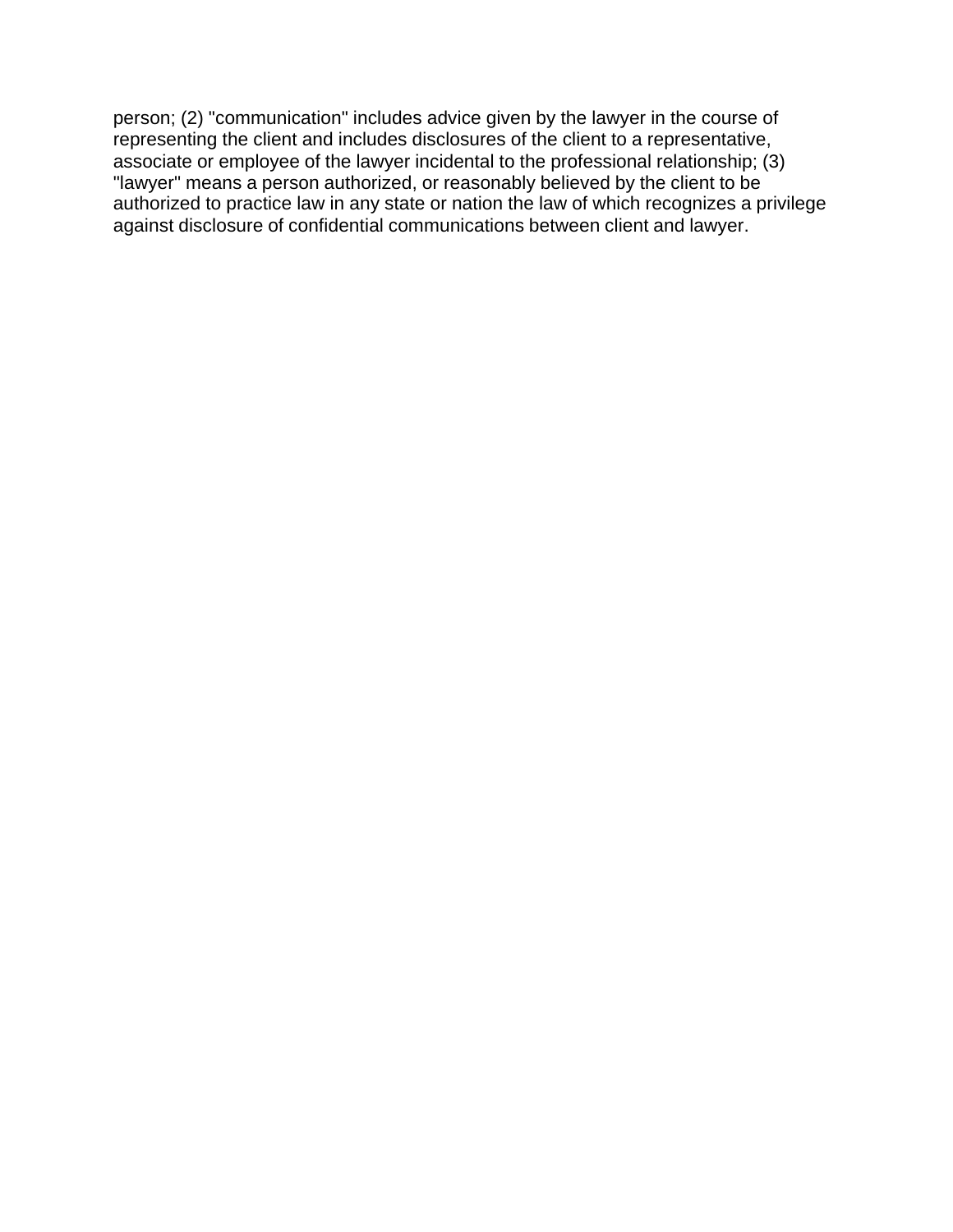person; (2) "communication" includes advice given by the lawyer in the course of representing the client and includes disclosures of the client to a representative, associate or employee of the lawyer incidental to the professional relationship; (3) "lawyer" means a person authorized, or reasonably believed by the client to be authorized to practice law in any state or nation the law of which recognizes a privilege against disclosure of confidential communications between client and lawyer.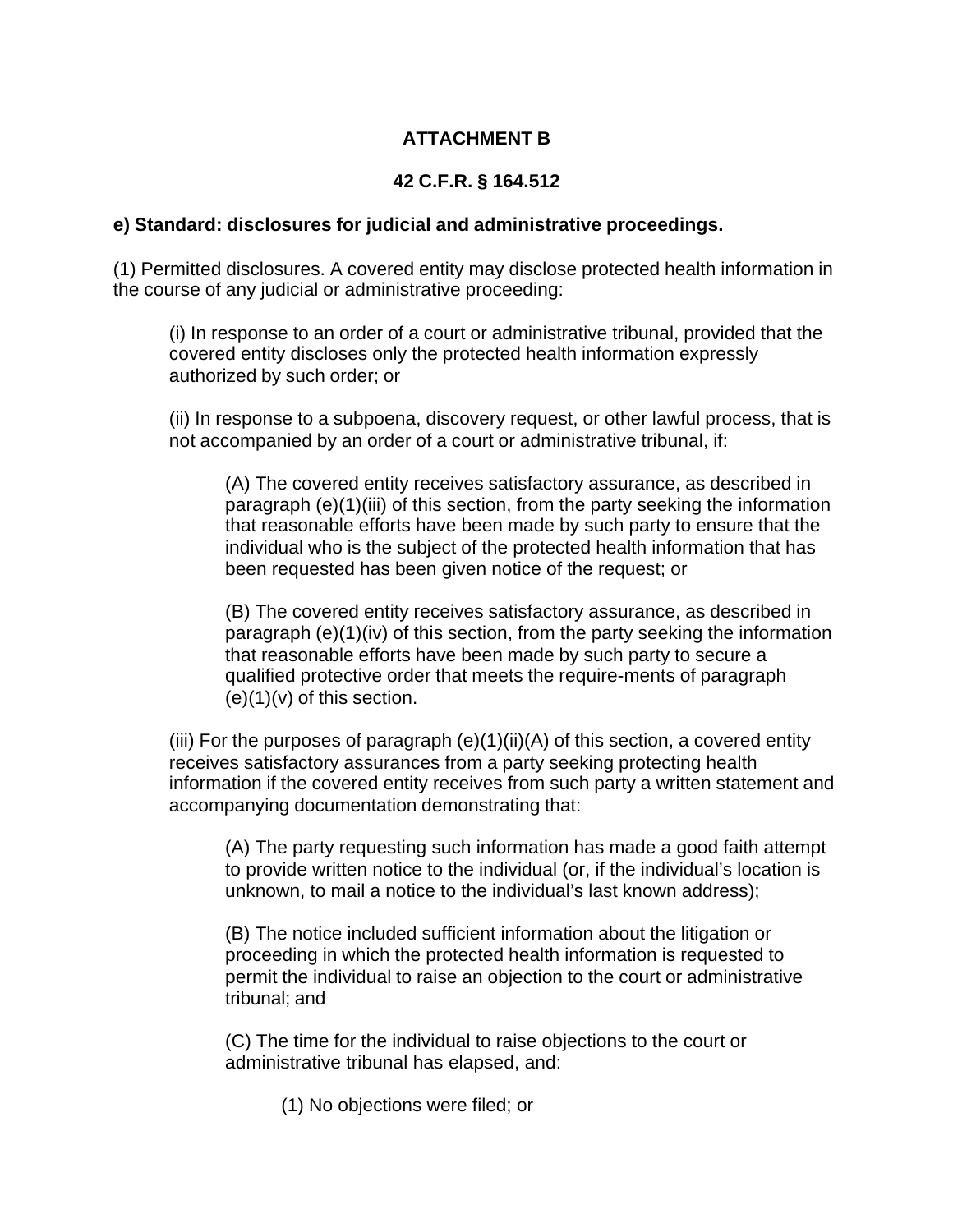**ATTACHMENT B**

**42 C.F.R. § 164.512**

**e) Standard: disclosures for judicial and administrative proceedings.**

(1) Permitted disclosures. A covered entity may disclose protected health information in the course of any judicial or administrative proceeding:

> (i) In response to an order of a court or administrative tribunal, provided that the covered entity discloses only the protected health information expressly authorized by such order; or
>
> (ii) In response to a subpoena, discovery request, or other lawful process, that is not accompanied by an order of a court or administrative tribunal, if:
>
> > (A) The covered entity receives satisfactory assurance, as described in paragraph (e)(1)(iii) of this section, from the party seeking the information that reasonable efforts have been made by such party to ensure that the individual who is the subject of the protected health information that has been requested has been given notice of the request; or
> >
> > (B) The covered entity receives satisfactory assurance, as described in paragraph (e)(1)(iv) of this section, from the party seeking the information that reasonable efforts have been made by such party to secure a qualified protective order that meets the require-ments of paragraph (e)(1)(v) of this section.
>
> (iii) For the purposes of paragraph (e)(1)(ii)(A) of this section, a covered entity receives satisfactory assurances from a party seeking protecting health information if the covered entity receives from such party a written statement and accompanying documentation demonstrating that:
>
> > (A) The party requesting such information has made a good faith attempt to provide written notice to the individual (or, if the individual's location is unknown, to mail a notice to the individual's last known address);
> >
> > (B) The notice included sufficient information about the litigation or proceeding in which the protected health information is requested to permit the individual to raise an objection to the court or administrative tribunal; and
> >
> > (C) The time for the individual to raise objections to the court or administrative tribunal has elapsed, and:
> >
> > > (1) No objections were filed; or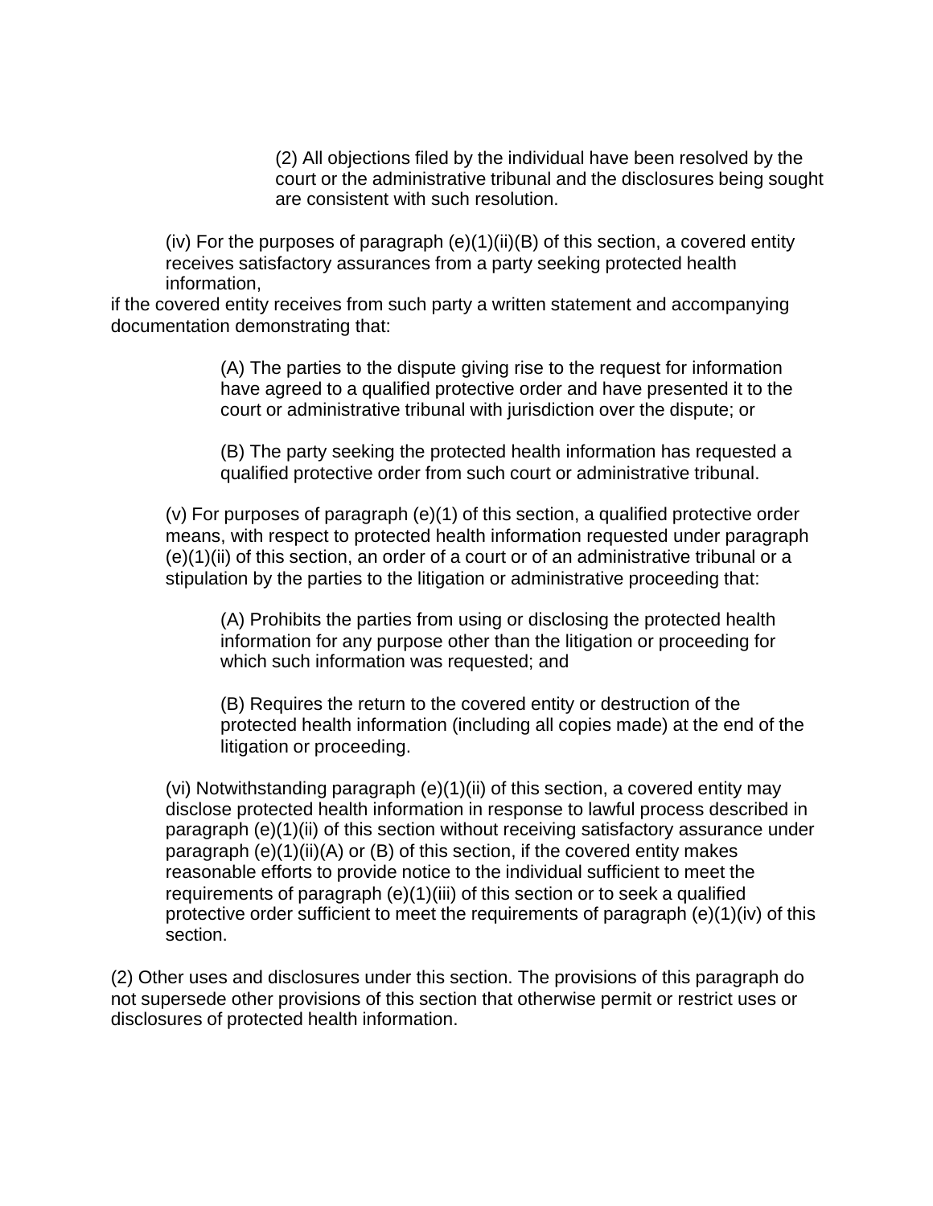(2) All objections filed by the individual have been resolved by the court or the administrative tribunal and the disclosures being sought are consistent with such resolution.

(iv) For the purposes of paragraph (e)(1)(ii)(B) of this section, a covered entity receives satisfactory assurances from a party seeking protected health information,
if the covered entity receives from such party a written statement and accompanying documentation demonstrating that:

(A) The parties to the dispute giving rise to the request for information have agreed to a qualified protective order and have presented it to the court or administrative tribunal with jurisdiction over the dispute; or

(B) The party seeking the protected health information has requested a qualified protective order from such court or administrative tribunal.

(v) For purposes of paragraph (e)(1) of this section, a qualified protective order means, with respect to protected health information requested under paragraph (e)(1)(ii) of this section, an order of a court or of an administrative tribunal or a stipulation by the parties to the litigation or administrative proceeding that:

(A) Prohibits the parties from using or disclosing the protected health information for any purpose other than the litigation or proceeding for which such information was requested; and

(B) Requires the return to the covered entity or destruction of the protected health information (including all copies made) at the end of the litigation or proceeding.

(vi) Notwithstanding paragraph (e)(1)(ii) of this section, a covered entity may disclose protected health information in response to lawful process described in paragraph (e)(1)(ii) of this section without receiving satisfactory assurance under paragraph (e)(1)(ii)(A) or (B) of this section, if the covered entity makes reasonable efforts to provide notice to the individual sufficient to meet the requirements of paragraph (e)(1)(iii) of this section or to seek a qualified protective order sufficient to meet the requirements of paragraph (e)(1)(iv) of this section.

(2) Other uses and disclosures under this section. The provisions of this paragraph do not supersede other provisions of this section that otherwise permit or restrict uses or disclosures of protected health information.